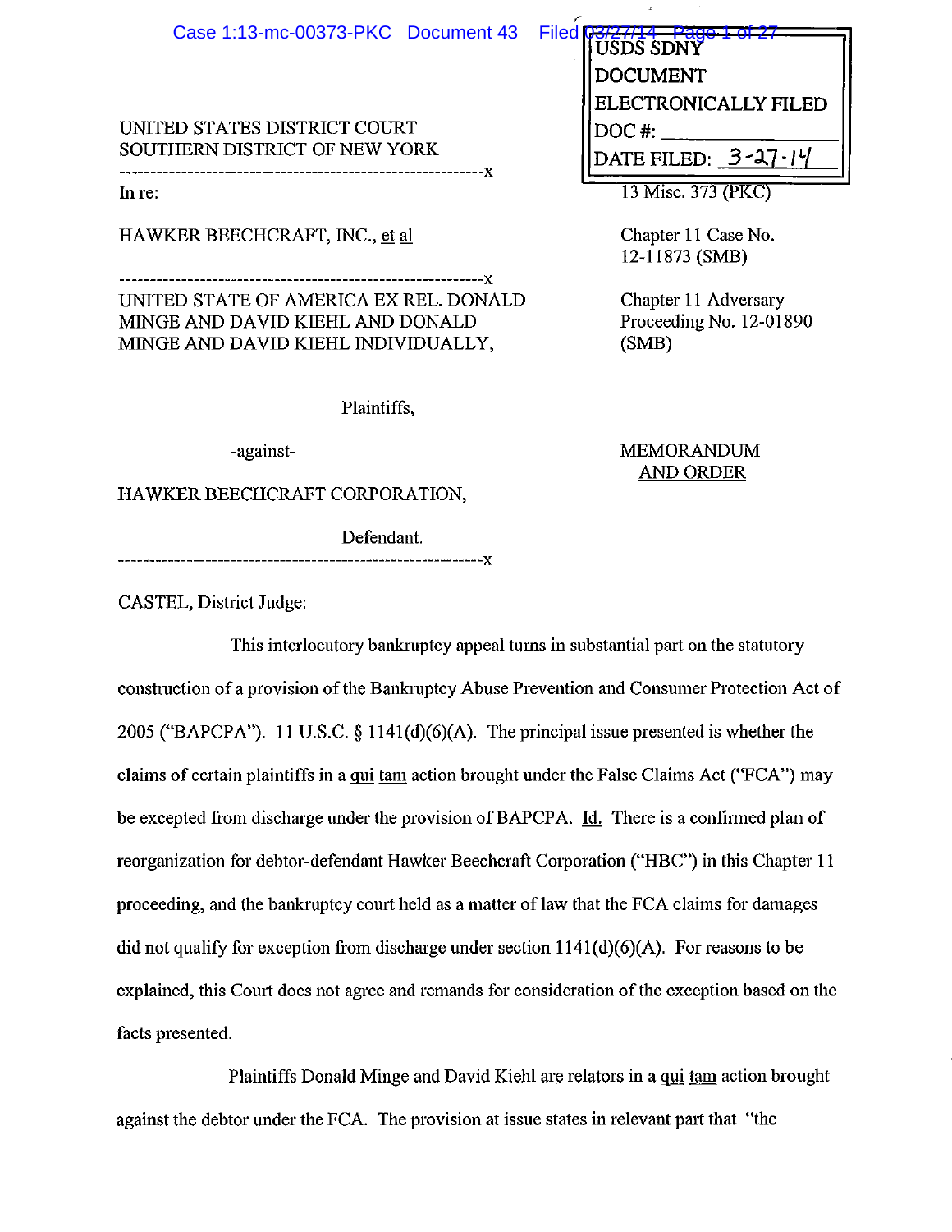USDS SDNY
DOCUMENT
ELECTRONICALLY FILED
DOC #: \_\_\_\_\_\_\_\_\_\_\_\_
DATE FILED: 3-27-14

UNITED STATES DISTRICT COURT
SOUTHERN DISTRICT OF NEW YORK

---

In re:

HAWKER BEECHCRAFT, INC., et al

13 Misc. 373 (PKC)

Chapter 11 Case No. 12-11873 (SMB)

---

UNITED STATE OF AMERICA EX REL. DONALD MINGE AND DAVID KIEHL AND DONALD MINGE AND DAVID KIEHL INDIVIDUALLY,

Chapter 11 Adversary Proceeding No. 12-01890 (SMB)

Plaintiffs,

-against-

HAWKER BEECHCRAFT CORPORATION,

Defendant.

---

MEMORANDUM AND ORDER

CASTEL, District Judge:

This interlocutory bankruptcy appeal turns in substantial part on the statutory construction of a provision of the Bankruptcy Abuse Prevention and Consumer Protection Act of 2005 ("BAPCPA"). 11 U.S.C. § 1141(d)(6)(A). The principal issue presented is whether the claims of certain plaintiffs in a qui tam action brought under the False Claims Act ("FCA") may be excepted from discharge under the provision of BAPCPA. Id. There is a confirmed plan of reorganization for debtor-defendant Hawker Beechcraft Corporation ("HBC") in this Chapter 11 proceeding, and the bankruptcy court held as a matter of law that the FCA claims for damages did not qualify for exception from discharge under section 1141(d)(6)(A). For reasons to be explained, this Court does not agree and remands for consideration of the exception based on the facts presented.

Plaintiffs Donald Minge and David Kiehl are relators in a qui tam action brought against the debtor under the FCA. The provision at issue states in relevant part that "the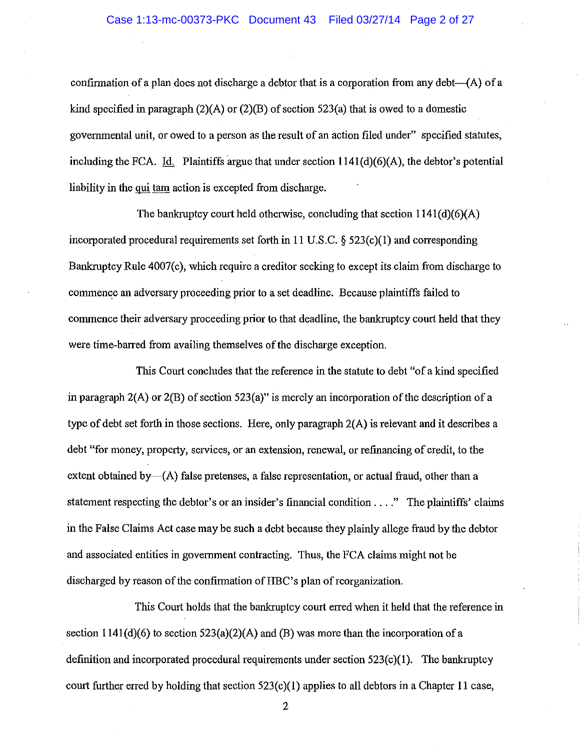confirmation of a plan does not discharge a debtor that is a corporation from any debt—(A) of a kind specified in paragraph (2)(A) or (2)(B) of section 523(a) that is owed to a domestic governmental unit, or owed to a person as the result of an action filed under" specified statutes, including the FCA. Id. Plaintiffs argue that under section 1141(d)(6)(A), the debtor's potential liability in the qui tam action is excepted from discharge.

The bankruptcy court held otherwise, concluding that section 1141(d)(6)(A) incorporated procedural requirements set forth in 11 U.S.C. § 523(c)(1) and corresponding Bankruptcy Rule 4007(c), which require a creditor seeking to except its claim from discharge to commence an adversary proceeding prior to a set deadline. Because plaintiffs failed to commence their adversary proceeding prior to that deadline, the bankruptcy court held that they were time-barred from availing themselves of the discharge exception.

This Court concludes that the reference in the statute to debt "of a kind specified in paragraph 2(A) or 2(B) of section 523(a)" is merely an incorporation of the description of a type of debt set forth in those sections. Here, only paragraph 2(A) is relevant and it describes a debt "for money, property, services, or an extension, renewal, or refinancing of credit, to the extent obtained by—(A) false pretenses, a false representation, or actual fraud, other than a statement respecting the debtor's or an insider's financial condition . . . ." The plaintiffs' claims in the False Claims Act case may be such a debt because they plainly allege fraud by the debtor and associated entities in government contracting. Thus, the FCA claims might not be discharged by reason of the confirmation of HBC's plan of reorganization.

This Court holds that the bankruptcy court erred when it held that the reference in section 1141(d)(6) to section 523(a)(2)(A) and (B) was more than the incorporation of a definition and incorporated procedural requirements under section 523(c)(1). The bankruptcy court further erred by holding that section 523(c)(1) applies to all debtors in a Chapter 11 case,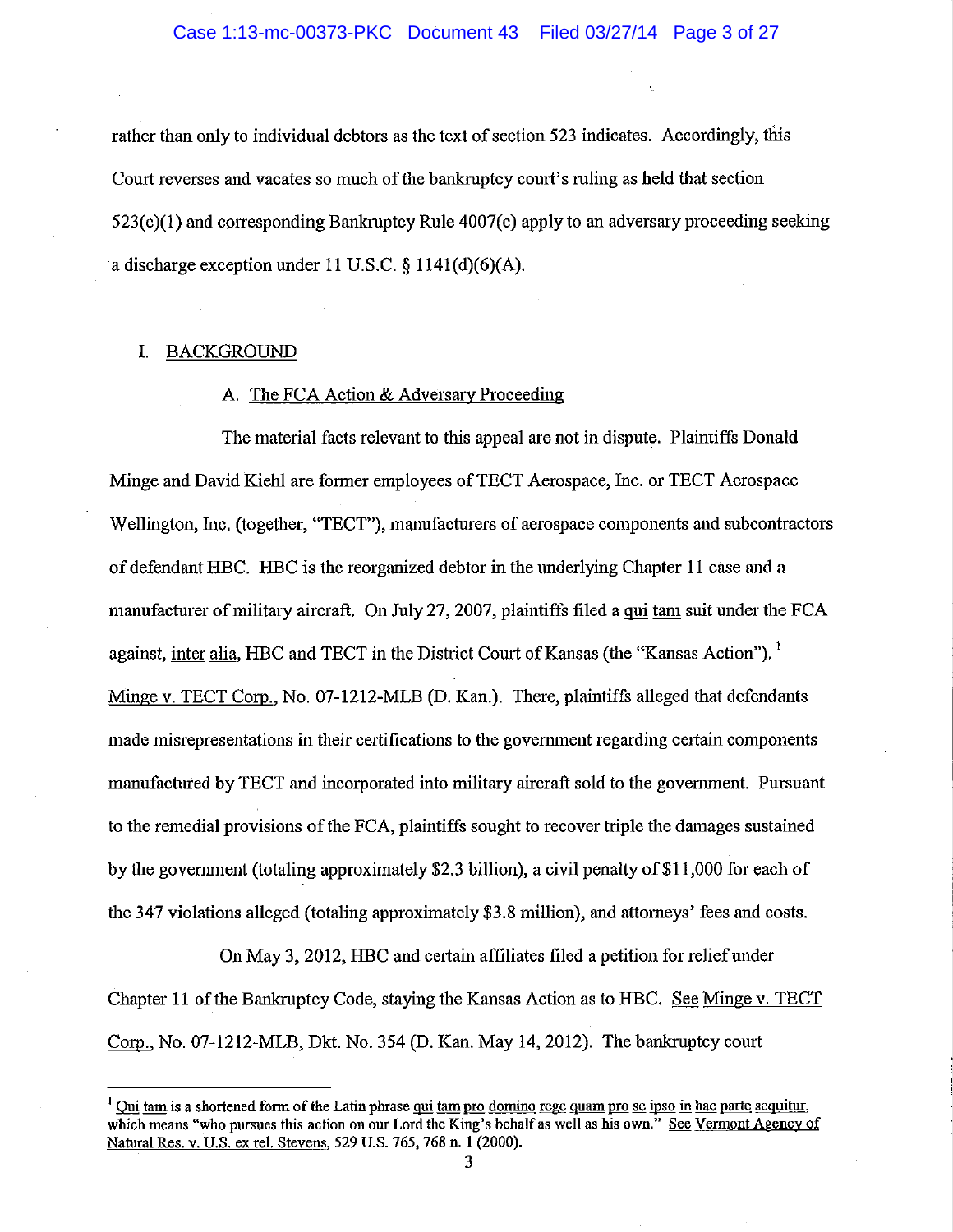rather than only to individual debtors as the text of section 523 indicates. Accordingly, this Court reverses and vacates so much of the bankruptcy court's ruling as held that section 523(c)(1) and corresponding Bankruptcy Rule 4007(c) apply to an adversary proceeding seeking a discharge exception under 11 U.S.C. § 1141(d)(6)(A).

## I. BACKGROUND

### A. The FCA Action & Adversary Proceeding

The material facts relevant to this appeal are not in dispute. Plaintiffs Donald Minge and David Kiehl are former employees of TECT Aerospace, Inc. or TECT Aerospace Wellington, Inc. (together, "TECT"), manufacturers of aerospace components and subcontractors of defendant HBC. HBC is the reorganized debtor in the underlying Chapter 11 case and a manufacturer of military aircraft. On July 27, 2007, plaintiffs filed a qui tam suit under the FCA against, inter alia, HBC and TECT in the District Court of Kansas (the "Kansas Action").[1] Minge v. TECT Corp., No. 07-1212-MLB (D. Kan.). There, plaintiffs alleged that defendants made misrepresentations in their certifications to the government regarding certain components manufactured by TECT and incorporated into military aircraft sold to the government. Pursuant to the remedial provisions of the FCA, plaintiffs sought to recover triple the damages sustained by the government (totaling approximately $2.3 billion), a civil penalty of $11,000 for each of the 347 violations alleged (totaling approximately $3.8 million), and attorneys' fees and costs.

On May 3, 2012, HBC and certain affiliates filed a petition for relief under Chapter 11 of the Bankruptcy Code, staying the Kansas Action as to HBC. See Minge v. TECT Corp., No. 07-1212-MLB, Dkt. No. 354 (D. Kan. May 14, 2012). The bankruptcy court

---

[1] Qui tam is a shortened form of the Latin phrase qui tam pro domino rege quam pro se ipso in hac parte sequitur, which means "who pursues this action on our Lord the King's behalf as well as his own." See Vermont Agency of Natural Res. v. U.S. ex rel. Stevens, 529 U.S. 765, 768 n. 1 (2000).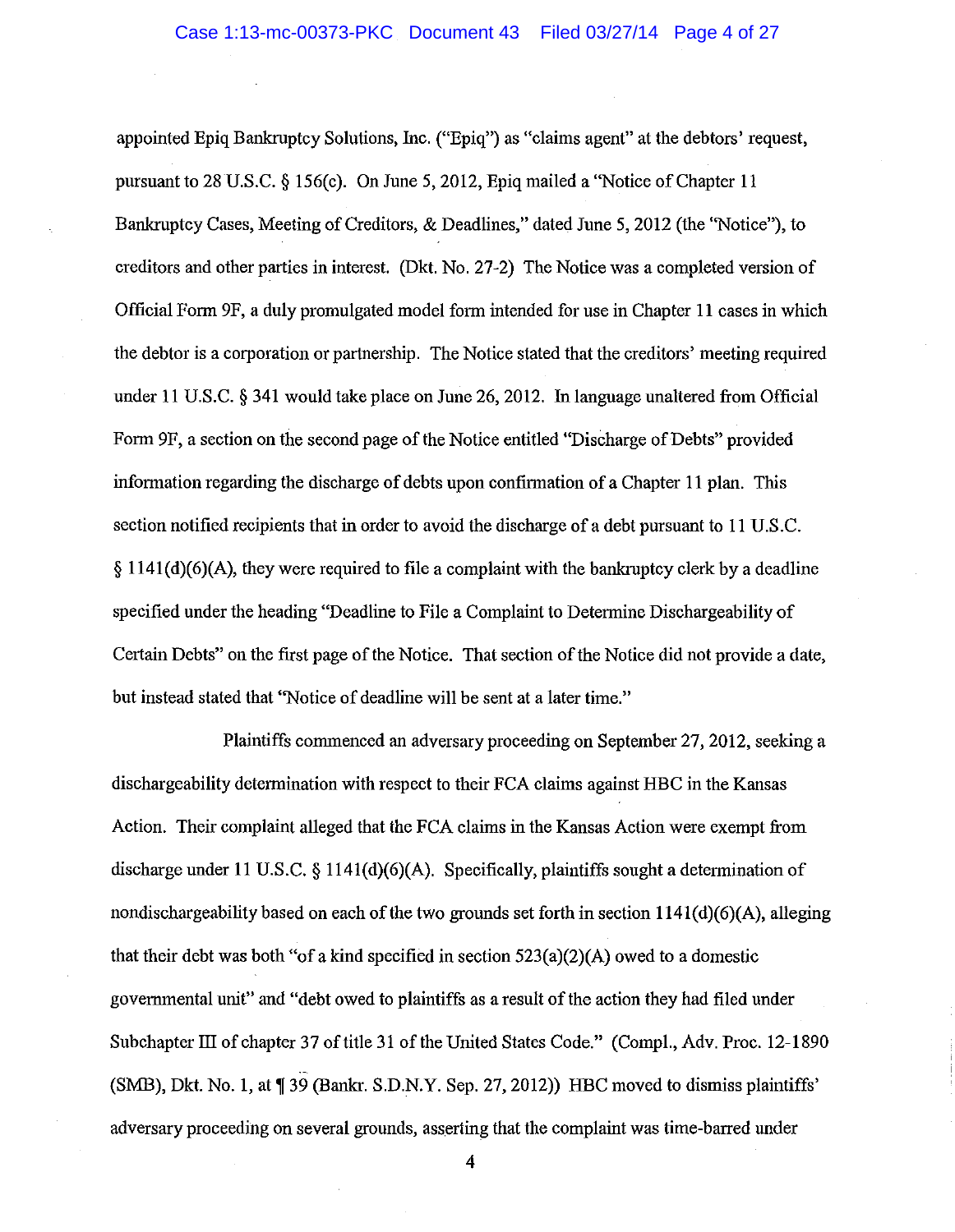appointed Epiq Bankruptcy Solutions, Inc. ("Epiq") as "claims agent" at the debtors' request, pursuant to 28 U.S.C. § 156(c). On June 5, 2012, Epiq mailed a "Notice of Chapter 11 Bankruptcy Cases, Meeting of Creditors, & Deadlines," dated June 5, 2012 (the "Notice"), to creditors and other parties in interest. (Dkt. No. 27-2) The Notice was a completed version of Official Form 9F, a duly promulgated model form intended for use in Chapter 11 cases in which the debtor is a corporation or partnership. The Notice stated that the creditors' meeting required under 11 U.S.C. § 341 would take place on June 26, 2012. In language unaltered from Official Form 9F, a section on the second page of the Notice entitled "Discharge of Debts" provided information regarding the discharge of debts upon confirmation of a Chapter 11 plan. This section notified recipients that in order to avoid the discharge of a debt pursuant to 11 U.S.C. § 1141(d)(6)(A), they were required to file a complaint with the bankruptcy clerk by a deadline specified under the heading "Deadline to File a Complaint to Determine Dischargeability of Certain Debts" on the first page of the Notice. That section of the Notice did not provide a date, but instead stated that "Notice of deadline will be sent at a later time."

Plaintiffs commenced an adversary proceeding on September 27, 2012, seeking a dischargeability determination with respect to their FCA claims against HBC in the Kansas Action. Their complaint alleged that the FCA claims in the Kansas Action were exempt from discharge under 11 U.S.C. § 1141(d)(6)(A). Specifically, plaintiffs sought a determination of nondischargeability based on each of the two grounds set forth in section 1141(d)(6)(A), alleging that their debt was both "of a kind specified in section 523(a)(2)(A) owed to a domestic governmental unit" and "debt owed to plaintiffs as a result of the action they had filed under Subchapter III of chapter 37 of title 31 of the United States Code." (Compl., Adv. Proc. 12-1890 (SMB), Dkt. No. 1, at ¶ 39 (Bankr. S.D.N.Y. Sep. 27, 2012)) HBC moved to dismiss plaintiffs' adversary proceeding on several grounds, asserting that the complaint was time-barred under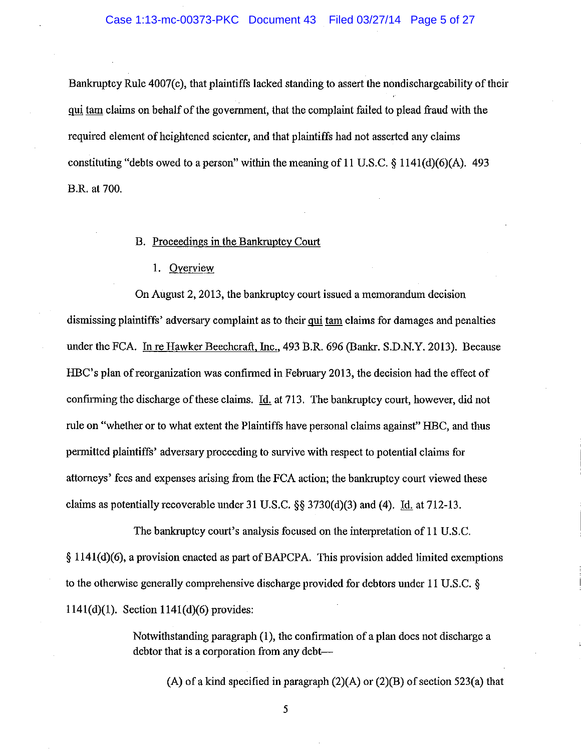Bankruptcy Rule 4007(c), that plaintiffs lacked standing to assert the nondischargeability of their qui tam claims on behalf of the government, that the complaint failed to plead fraud with the required element of heightened scienter, and that plaintiffs had not asserted any claims constituting "debts owed to a person" within the meaning of 11 U.S.C. § 1141(d)(6)(A). 493 B.R. at 700.

B. Proceedings in the Bankruptcy Court

1. Overview

On August 2, 2013, the bankruptcy court issued a memorandum decision dismissing plaintiffs' adversary complaint as to their qui tam claims for damages and penalties under the FCA. In re Hawker Beechcraft, Inc., 493 B.R. 696 (Bankr. S.D.N.Y. 2013). Because HBC's plan of reorganization was confirmed in February 2013, the decision had the effect of confirming the discharge of these claims. Id. at 713. The bankruptcy court, however, did not rule on "whether or to what extent the Plaintiffs have personal claims against" HBC, and thus permitted plaintiffs' adversary proceeding to survive with respect to potential claims for attorneys' fees and expenses arising from the FCA action; the bankruptcy court viewed these claims as potentially recoverable under 31 U.S.C. §§ 3730(d)(3) and (4). Id. at 712-13.

The bankruptcy court's analysis focused on the interpretation of 11 U.S.C. § 1141(d)(6), a provision enacted as part of BAPCPA. This provision added limited exemptions to the otherwise generally comprehensive discharge provided for debtors under 11 U.S.C. § 1141(d)(1). Section 1141(d)(6) provides:

> Notwithstanding paragraph (1), the confirmation of a plan does not discharge a debtor that is a corporation from any debt—
>
> (A) of a kind specified in paragraph (2)(A) or (2)(B) of section 523(a) that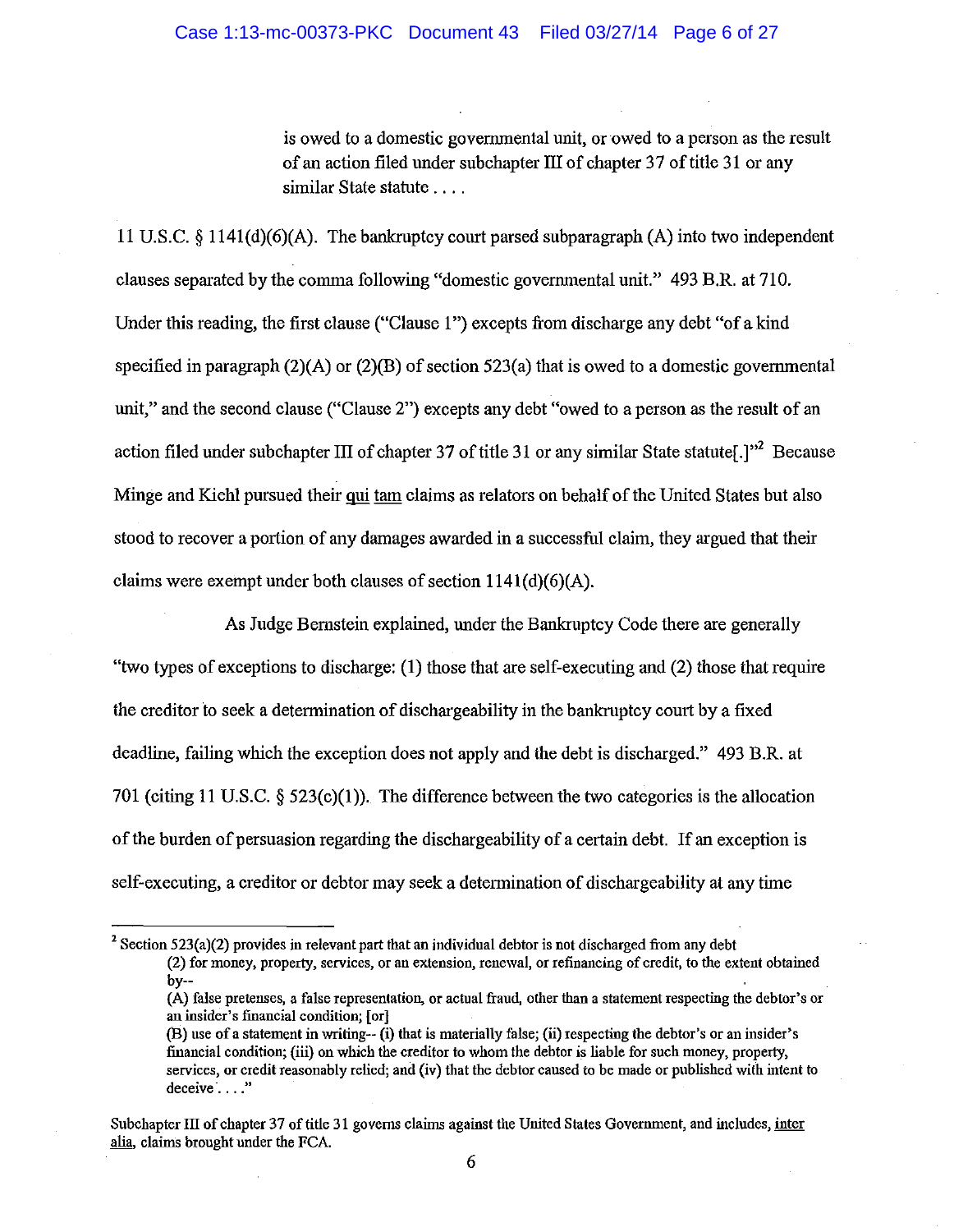> is owed to a domestic governmental unit, or owed to a person as the result of an action filed under subchapter III of chapter 37 of title 31 or any similar State statute . . . .

11 U.S.C. § 1141(d)(6)(A). The bankruptcy court parsed subparagraph (A) into two independent clauses separated by the comma following "domestic governmental unit." 493 B.R. at 710. Under this reading, the first clause ("Clause 1") excepts from discharge any debt "of a kind specified in paragraph (2)(A) or (2)(B) of section 523(a) that is owed to a domestic governmental unit," and the second clause ("Clause 2") excepts any debt "owed to a person as the result of an action filed under subchapter III of chapter 37 of title 31 or any similar State statute[.]"[2] Because Minge and Kiehl pursued their qui tam claims as relators on behalf of the United States but also stood to recover a portion of any damages awarded in a successful claim, they argued that their claims were exempt under both clauses of section 1141(d)(6)(A).

As Judge Bernstein explained, under the Bankruptcy Code there are generally "two types of exceptions to discharge: (1) those that are self-executing and (2) those that require the creditor to seek a determination of dischargeability in the bankruptcy court by a fixed deadline, failing which the exception does not apply and the debt is discharged." 493 B.R. at 701 (citing 11 U.S.C. § 523(c)(1)). The difference between the two categories is the allocation of the burden of persuasion regarding the dischargeability of a certain debt. If an exception is self-executing, a creditor or debtor may seek a determination of dischargeability at any time

---

[2] Section 523(a)(2) provides in relevant part that an individual debtor is not discharged from any debt

> (2) for money, property, services, or an extension, renewal, or refinancing of credit, to the extent obtained by--
>
> (A) false pretenses, a false representation, or actual fraud, other than a statement respecting the debtor's or an insider's financial condition; [or]
>
> (B) use of a statement in writing-- (i) that is materially false; (ii) respecting the debtor's or an insider's financial condition; (iii) on which the creditor to whom the debtor is liable for such money, property, services, or credit reasonably relied; and (iv) that the debtor caused to be made or published with intent to deceive . . . ."

Subchapter III of chapter 37 of title 31 governs claims against the United States Government, and includes, inter alia, claims brought under the FCA.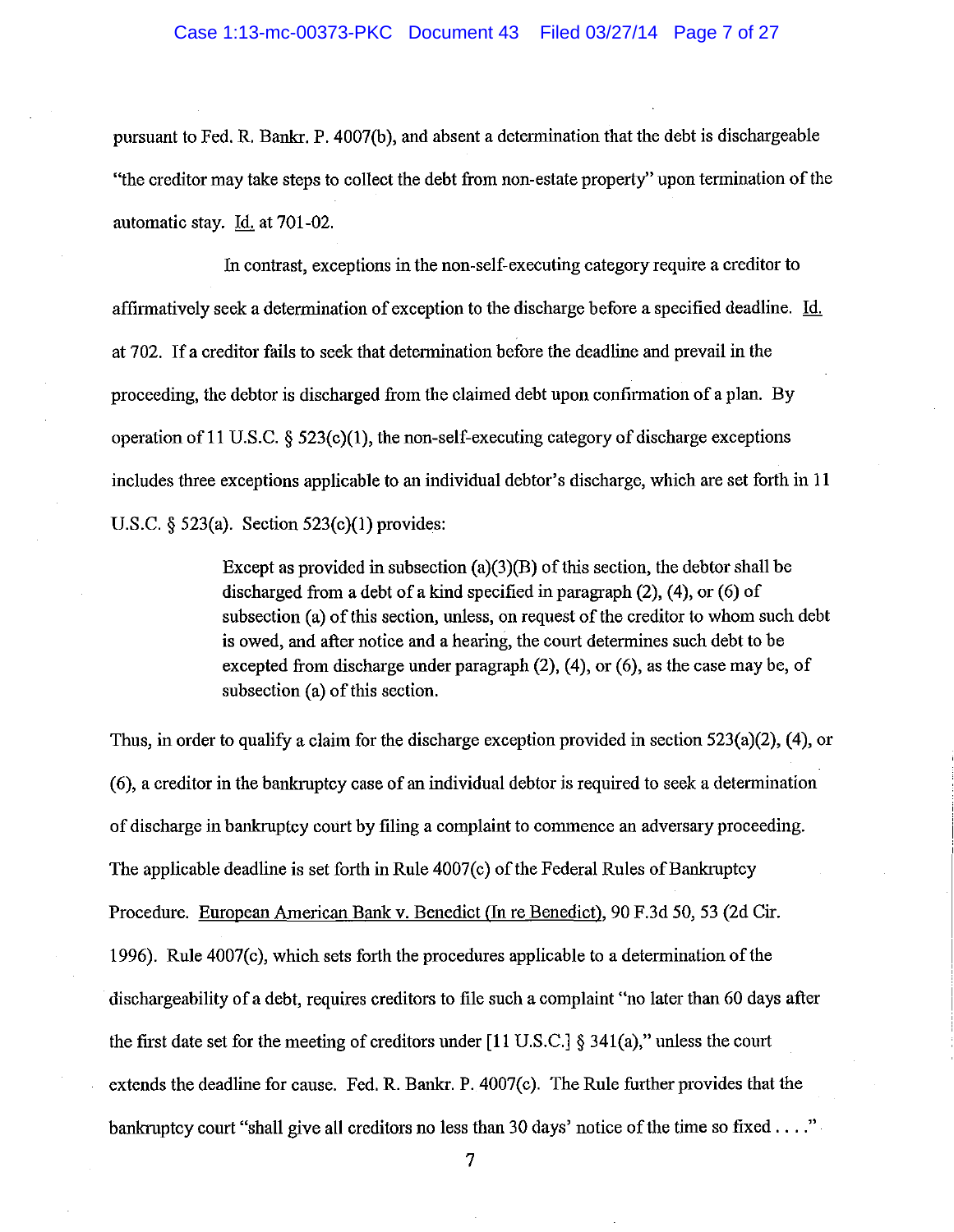pursuant to Fed. R. Bankr. P. 4007(b), and absent a determination that the debt is dischargeable "the creditor may take steps to collect the debt from non-estate property" upon termination of the automatic stay. Id. at 701-02.

In contrast, exceptions in the non-self-executing category require a creditor to affirmatively seek a determination of exception to the discharge before a specified deadline. Id. at 702. If a creditor fails to seek that determination before the deadline and prevail in the proceeding, the debtor is discharged from the claimed debt upon confirmation of a plan. By operation of 11 U.S.C. § 523(c)(1), the non-self-executing category of discharge exceptions includes three exceptions applicable to an individual debtor's discharge, which are set forth in 11 U.S.C. § 523(a). Section 523(c)(1) provides:

> Except as provided in subsection (a)(3)(B) of this section, the debtor shall be discharged from a debt of a kind specified in paragraph (2), (4), or (6) of subsection (a) of this section, unless, on request of the creditor to whom such debt is owed, and after notice and a hearing, the court determines such debt to be excepted from discharge under paragraph (2), (4), or (6), as the case may be, of subsection (a) of this section.

Thus, in order to qualify a claim for the discharge exception provided in section 523(a)(2), (4), or (6), a creditor in the bankruptcy case of an individual debtor is required to seek a determination of discharge in bankruptcy court by filing a complaint to commence an adversary proceeding. The applicable deadline is set forth in Rule 4007(c) of the Federal Rules of Bankruptcy Procedure. European American Bank v. Benedict (In re Benedict), 90 F.3d 50, 53 (2d Cir. 1996). Rule 4007(c), which sets forth the procedures applicable to a determination of the dischargeability of a debt, requires creditors to file such a complaint "no later than 60 days after the first date set for the meeting of creditors under [11 U.S.C.] § 341(a)," unless the court extends the deadline for cause. Fed. R. Bankr. P. 4007(c). The Rule further provides that the bankruptcy court "shall give all creditors no less than 30 days' notice of the time so fixed . . . ."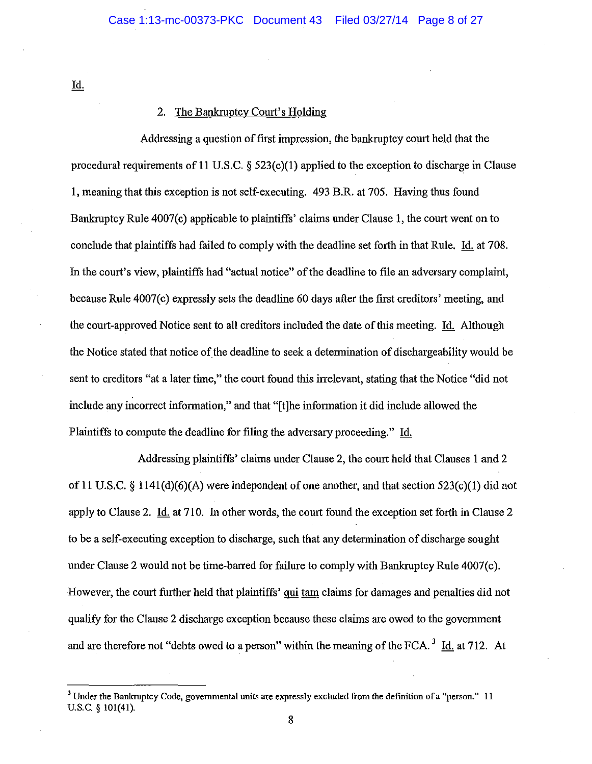Id.

2. The Bankruptcy Court's Holding

Addressing a question of first impression, the bankruptcy court held that the procedural requirements of 11 U.S.C. § 523(c)(1) applied to the exception to discharge in Clause 1, meaning that this exception is not self-executing. 493 B.R. at 705. Having thus found Bankruptcy Rule 4007(c) applicable to plaintiffs' claims under Clause 1, the court went on to conclude that plaintiffs had failed to comply with the deadline set forth in that Rule. Id. at 708. In the court's view, plaintiffs had "actual notice" of the deadline to file an adversary complaint, because Rule 4007(c) expressly sets the deadline 60 days after the first creditors' meeting, and the court-approved Notice sent to all creditors included the date of this meeting. Id. Although the Notice stated that notice of the deadline to seek a determination of dischargeability would be sent to creditors "at a later time," the court found this irrelevant, stating that the Notice "did not include any incorrect information," and that "[t]he information it did include allowed the Plaintiffs to compute the deadline for filing the adversary proceeding." Id.

Addressing plaintiffs' claims under Clause 2, the court held that Clauses 1 and 2 of 11 U.S.C. § 1141(d)(6)(A) were independent of one another, and that section 523(c)(1) did not apply to Clause 2. Id. at 710. In other words, the court found the exception set forth in Clause 2 to be a self-executing exception to discharge, such that any determination of discharge sought under Clause 2 would not be time-barred for failure to comply with Bankruptcy Rule 4007(c). However, the court further held that plaintiffs' *qui tam* claims for damages and penalties did not qualify for the Clause 2 discharge exception because these claims are owed to the government and are therefore not "debts owed to a person" within the meaning of the FCA.[3] Id. at 712. At

---

[3] Under the Bankruptcy Code, governmental units are expressly excluded from the definition of a "person." 11 U.S.C. § 101(41).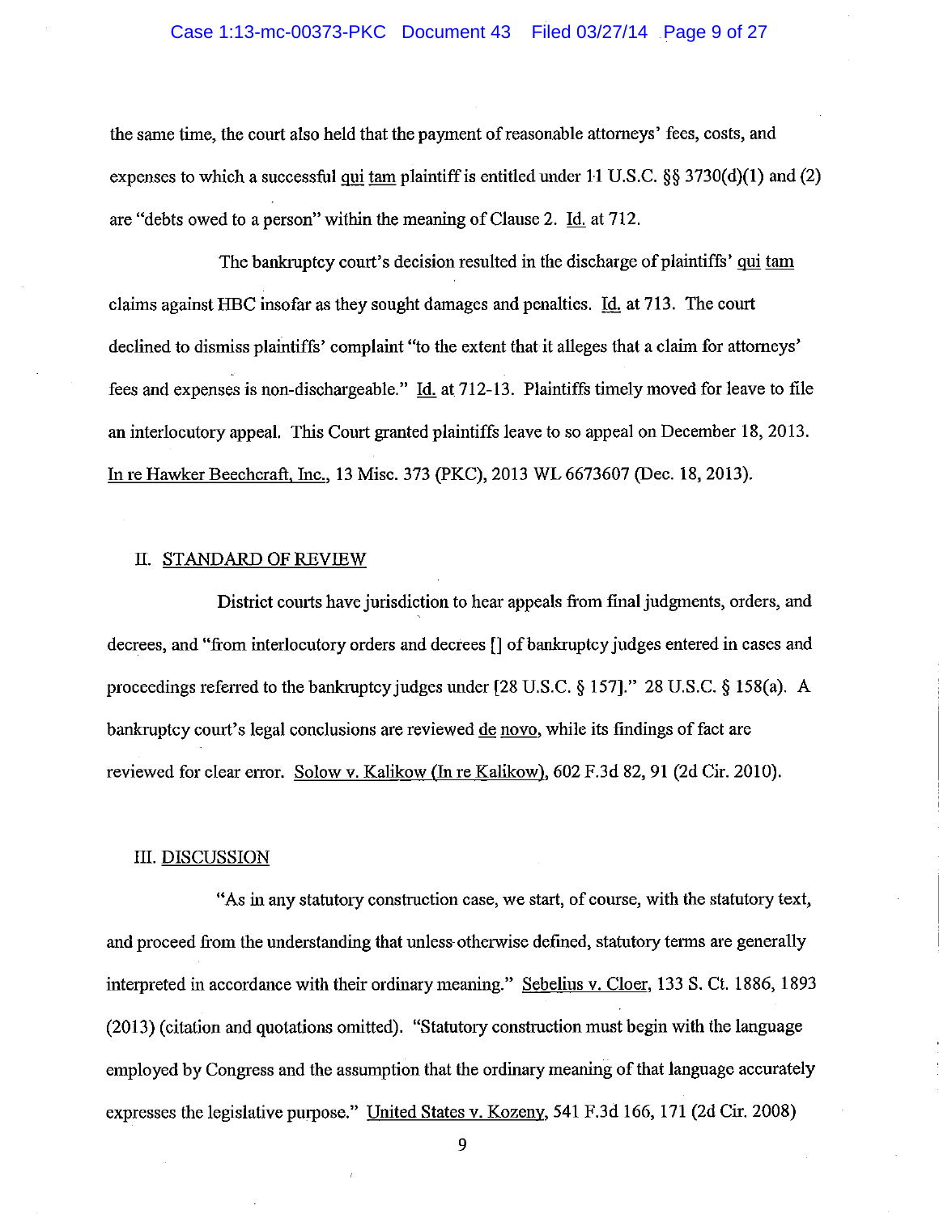the same time, the court also held that the payment of reasonable attorneys' fees, costs, and expenses to which a successful qui tam plaintiff is entitled under 11 U.S.C. §§ 3730(d)(1) and (2) are "debts owed to a person" within the meaning of Clause 2. Id. at 712.

The bankruptcy court's decision resulted in the discharge of plaintiffs' qui tam claims against HBC insofar as they sought damages and penalties. Id. at 713. The court declined to dismiss plaintiffs' complaint "to the extent that it alleges that a claim for attorneys' fees and expenses is non-dischargeable." Id. at 712-13. Plaintiffs timely moved for leave to file an interlocutory appeal. This Court granted plaintiffs leave to so appeal on December 18, 2013. In re Hawker Beechcraft, Inc., 13 Misc. 373 (PKC), 2013 WL 6673607 (Dec. 18, 2013).

## II. STANDARD OF REVIEW

District courts have jurisdiction to hear appeals from final judgments, orders, and decrees, and "from interlocutory orders and decrees [] of bankruptcy judges entered in cases and proceedings referred to the bankruptcy judges under [28 U.S.C. § 157]." 28 U.S.C. § 158(a). A bankruptcy court's legal conclusions are reviewed de novo, while its findings of fact are reviewed for clear error. Solow v. Kalikow (In re Kalikow), 602 F.3d 82, 91 (2d Cir. 2010).

## III. DISCUSSION

"As in any statutory construction case, we start, of course, with the statutory text, and proceed from the understanding that unless otherwise defined, statutory terms are generally interpreted in accordance with their ordinary meaning." Sebelius v. Cloer, 133 S. Ct. 1886, 1893 (2013) (citation and quotations omitted). "Statutory construction must begin with the language employed by Congress and the assumption that the ordinary meaning of that language accurately expresses the legislative purpose." United States v. Kozeny, 541 F.3d 166, 171 (2d Cir. 2008)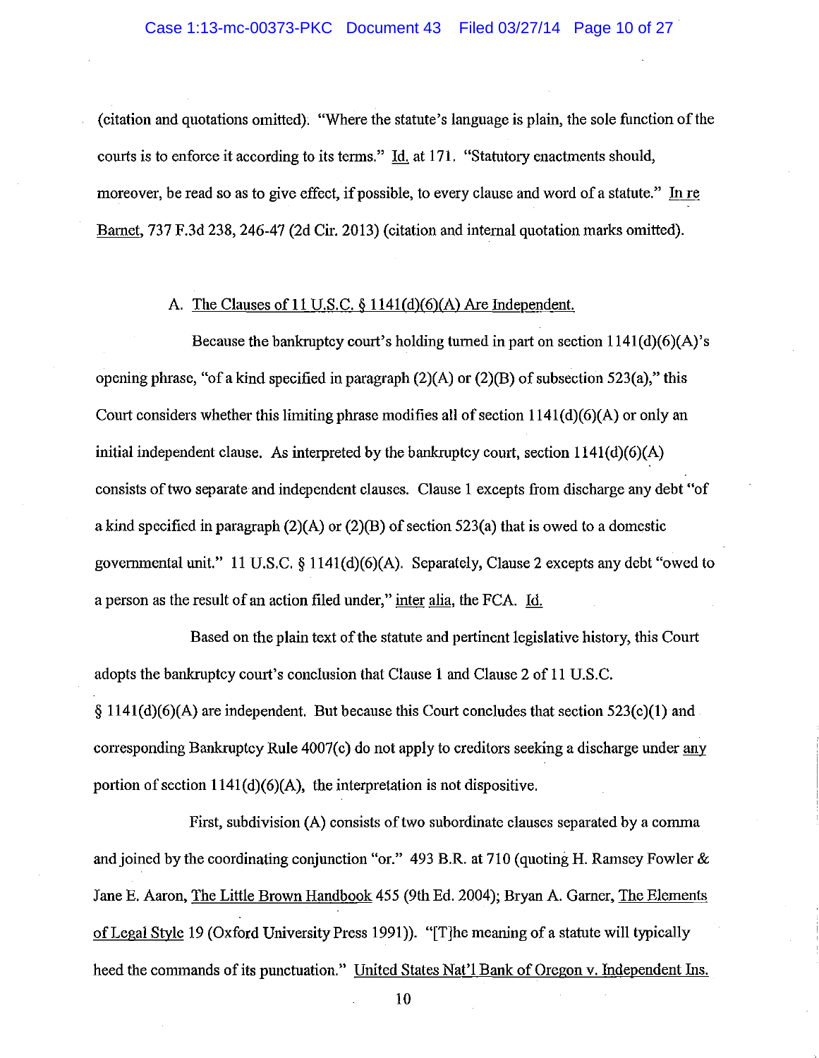(citation and quotations omitted). "Where the statute's language is plain, the sole function of the courts is to enforce it according to its terms." Id. at 171. "Statutory enactments should, moreover, be read so as to give effect, if possible, to every clause and word of a statute." In re Barnet, 737 F.3d 238, 246-47 (2d Cir. 2013) (citation and internal quotation marks omitted).

A. The Clauses of 11 U.S.C. § 1141(d)(6)(A) Are Independent.

Because the bankruptcy court's holding turned in part on section 1141(d)(6)(A)'s opening phrase, "of a kind specified in paragraph (2)(A) or (2)(B) of subsection 523(a)," this Court considers whether this limiting phrase modifies all of section 1141(d)(6)(A) or only an initial independent clause. As interpreted by the bankruptcy court, section 1141(d)(6)(A) consists of two separate and independent clauses. Clause 1 excepts from discharge any debt "of a kind specified in paragraph (2)(A) or (2)(B) of section 523(a) that is owed to a domestic governmental unit." 11 U.S.C. § 1141(d)(6)(A). Separately, Clause 2 excepts any debt "owed to a person as the result of an action filed under," inter alia, the FCA. Id.

Based on the plain text of the statute and pertinent legislative history, this Court adopts the bankruptcy court's conclusion that Clause 1 and Clause 2 of 11 U.S.C. § 1141(d)(6)(A) are independent. But because this Court concludes that section 523(c)(1) and corresponding Bankruptcy Rule 4007(c) do not apply to creditors seeking a discharge under any portion of section 1141(d)(6)(A), the interpretation is not dispositive.

First, subdivision (A) consists of two subordinate clauses separated by a comma and joined by the coordinating conjunction "or." 493 B.R. at 710 (quoting H. Ramsey Fowler & Jane E. Aaron, The Little Brown Handbook 455 (9th Ed. 2004); Bryan A. Garner, The Elements of Legal Style 19 (Oxford University Press 1991)). "[T]he meaning of a statute will typically heed the commands of its punctuation." United States Nat'l Bank of Oregon v. Independent Ins.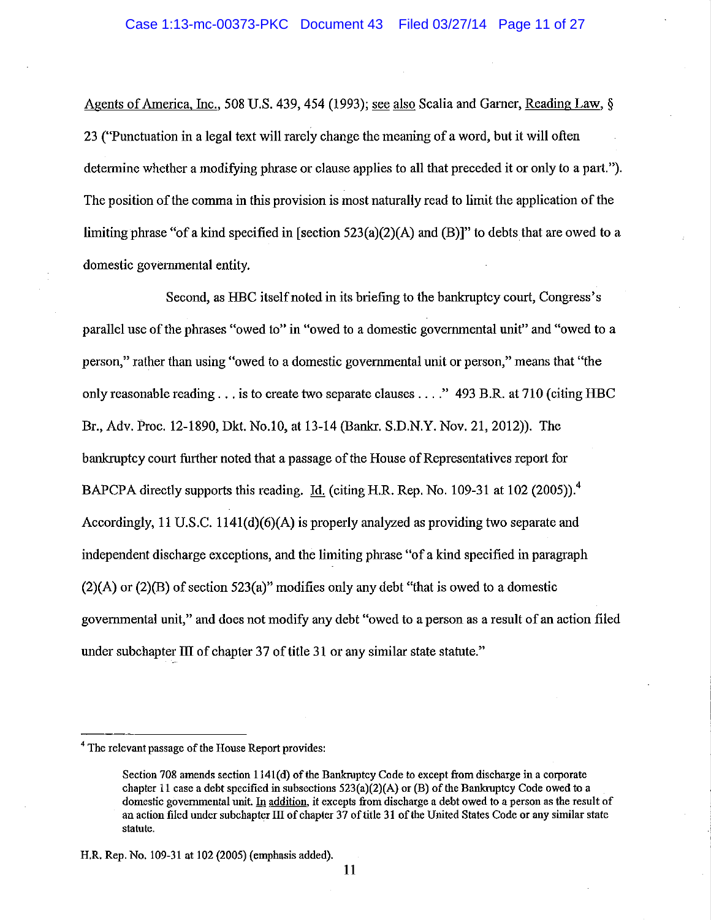Agents of America, Inc., 508 U.S. 439, 454 (1993); see also Scalia and Garner, Reading Law, § 23 ("Punctuation in a legal text will rarely change the meaning of a word, but it will often determine whether a modifying phrase or clause applies to all that preceded it or only to a part."). The position of the comma in this provision is most naturally read to limit the application of the limiting phrase "of a kind specified in [section 523(a)(2)(A) and (B)]" to debts that are owed to a domestic governmental entity.

Second, as HBC itself noted in its briefing to the bankruptcy court, Congress's parallel use of the phrases "owed to" in "owed to a domestic governmental unit" and "owed to a person," rather than using "owed to a domestic governmental unit or person," means that "the only reasonable reading . . . is to create two separate clauses . . . ." 493 B.R. at 710 (citing HBC Br., Adv. Proc. 12-1890, Dkt. No.10, at 13-14 (Bankr. S.D.N.Y. Nov. 21, 2012)). The bankruptcy court further noted that a passage of the House of Representatives report for BAPCPA directly supports this reading. Id. (citing H.R. Rep. No. 109-31 at 102 (2005)).[4] Accordingly, 11 U.S.C. 1141(d)(6)(A) is properly analyzed as providing two separate and independent discharge exceptions, and the limiting phrase "of a kind specified in paragraph (2)(A) or (2)(B) of section 523(a)" modifies only any debt "that is owed to a domestic governmental unit," and does not modify any debt "owed to a person as a result of an action filed under subchapter III of chapter 37 of title 31 or any similar state statute."

---

[4] The relevant passage of the House Report provides:

> Section 708 amends section 1141(d) of the Bankruptcy Code to except from discharge in a corporate chapter 11 case a debt specified in subsections 523(a)(2)(A) or (B) of the Bankruptcy Code owed to a domestic governmental unit. In addition, it excepts from discharge a debt owed to a person as the result of an action filed under subchapter III of chapter 37 of title 31 of the United States Code or any similar state statute.

H.R. Rep. No. 109-31 at 102 (2005) (emphasis added).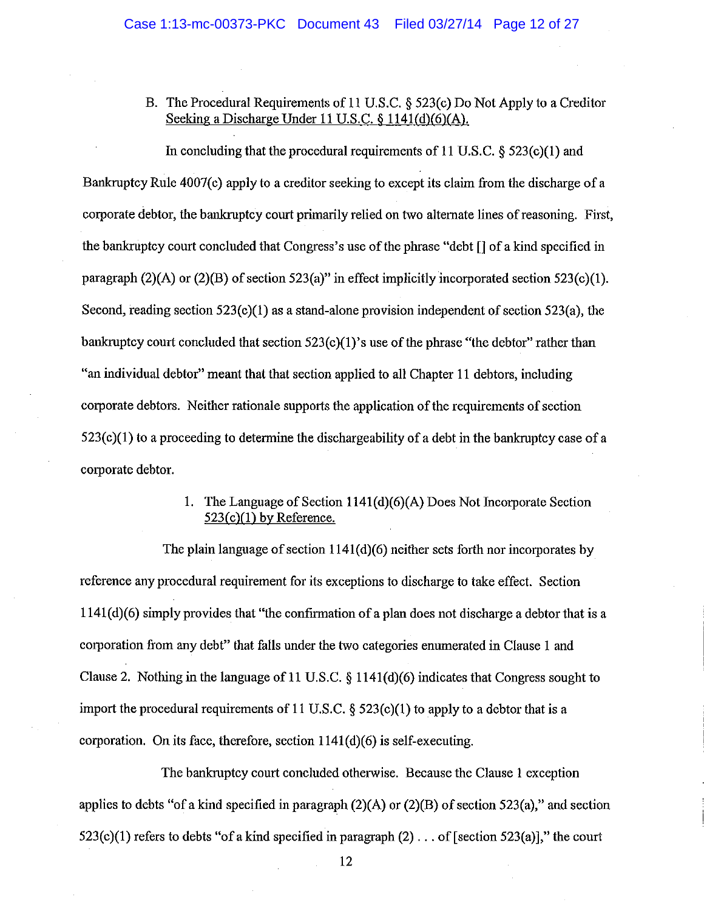### B. The Procedural Requirements of 11 U.S.C. § 523(c) Do Not Apply to a Creditor Seeking a Discharge Under 11 U.S.C. § 1141(d)(6)(A).

In concluding that the procedural requirements of 11 U.S.C. § 523(c)(1) and Bankruptcy Rule 4007(c) apply to a creditor seeking to except its claim from the discharge of a corporate debtor, the bankruptcy court primarily relied on two alternate lines of reasoning. First, the bankruptcy court concluded that Congress's use of the phrase "debt [] of a kind specified in paragraph (2)(A) or (2)(B) of section 523(a)" in effect implicitly incorporated section 523(c)(1). Second, reading section 523(c)(1) as a stand-alone provision independent of section 523(a), the bankruptcy court concluded that section 523(c)(1)'s use of the phrase "the debtor" rather than "an individual debtor" meant that that section applied to all Chapter 11 debtors, including corporate debtors. Neither rationale supports the application of the requirements of section 523(c)(1) to a proceeding to determine the dischargeability of a debt in the bankruptcy case of a corporate debtor.

#### 1. The Language of Section 1141(d)(6)(A) Does Not Incorporate Section 523(c)(1) by Reference.

The plain language of section 1141(d)(6) neither sets forth nor incorporates by reference any procedural requirement for its exceptions to discharge to take effect. Section 1141(d)(6) simply provides that "the confirmation of a plan does not discharge a debtor that is a corporation from any debt" that falls under the two categories enumerated in Clause 1 and Clause 2. Nothing in the language of 11 U.S.C. § 1141(d)(6) indicates that Congress sought to import the procedural requirements of 11 U.S.C. § 523(c)(1) to apply to a debtor that is a corporation. On its face, therefore, section 1141(d)(6) is self-executing.

The bankruptcy court concluded otherwise. Because the Clause 1 exception applies to debts "of a kind specified in paragraph (2)(A) or (2)(B) of section 523(a)," and section 523(c)(1) refers to debts "of a kind specified in paragraph (2) . . . of [section 523(a)]," the court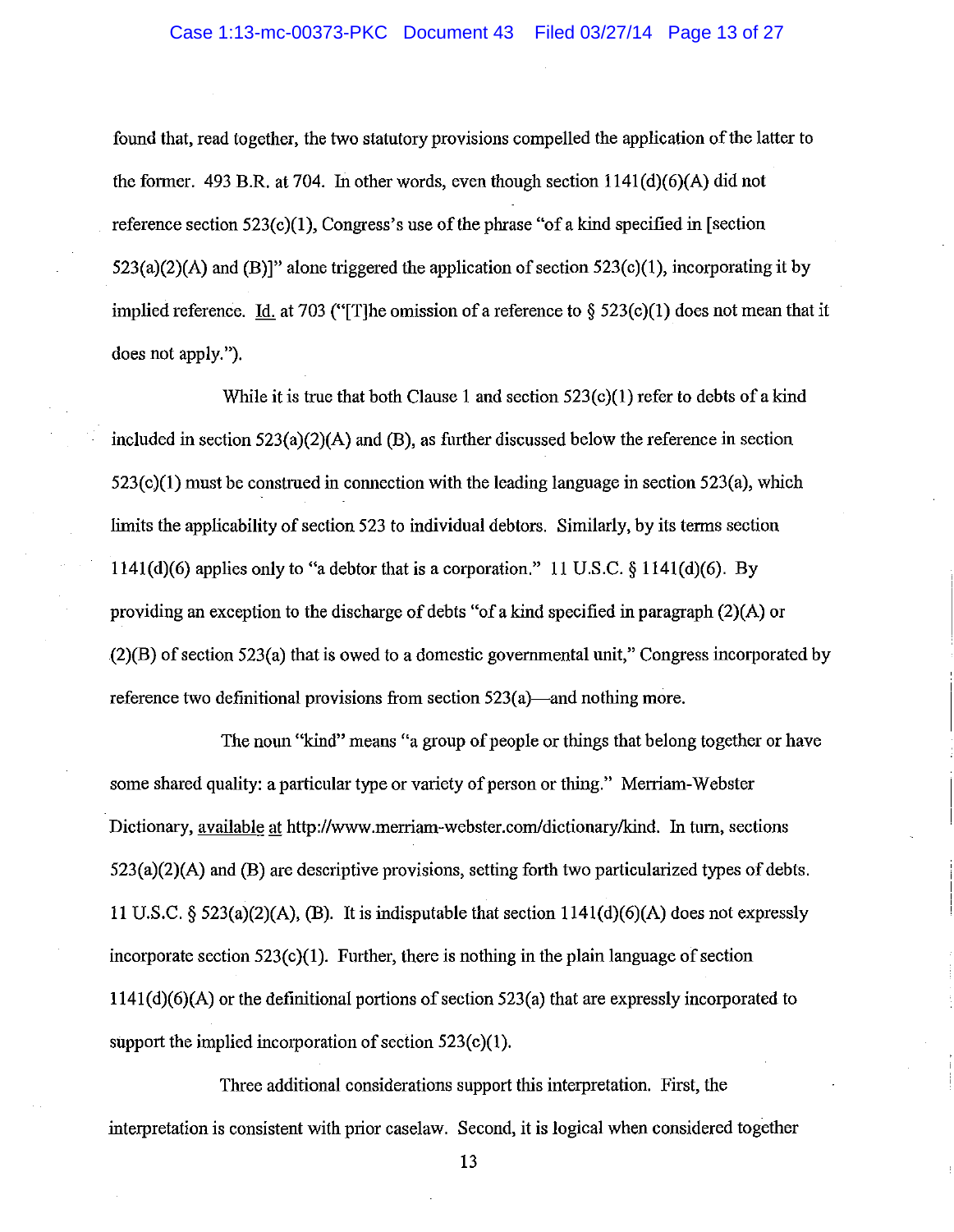found that, read together, the two statutory provisions compelled the application of the latter to the former. 493 B.R. at 704. In other words, even though section 1141(d)(6)(A) did not reference section 523(c)(1), Congress's use of the phrase "of a kind specified in [section 523(a)(2)(A) and (B)]" alone triggered the application of section 523(c)(1), incorporating it by implied reference. Id. at 703 ("[T]he omission of a reference to § 523(c)(1) does not mean that it does not apply.").

While it is true that both Clause 1 and section 523(c)(1) refer to debts of a kind included in section 523(a)(2)(A) and (B), as further discussed below the reference in section 523(c)(1) must be construed in connection with the leading language in section 523(a), which limits the applicability of section 523 to individual debtors. Similarly, by its terms section 1141(d)(6) applies only to "a debtor that is a corporation." 11 U.S.C. § 1141(d)(6). By providing an exception to the discharge of debts "of a kind specified in paragraph (2)(A) or (2)(B) of section 523(a) that is owed to a domestic governmental unit," Congress incorporated by reference two definitional provisions from section 523(a)—and nothing more.

The noun "kind" means "a group of people or things that belong together or have some shared quality: a particular type or variety of person or thing." Merriam-Webster Dictionary, available at http://www.merriam-webster.com/dictionary/kind. In turn, sections 523(a)(2)(A) and (B) are descriptive provisions, setting forth two particularized types of debts. 11 U.S.C. § 523(a)(2)(A), (B). It is indisputable that section 1141(d)(6)(A) does not expressly incorporate section 523(c)(1). Further, there is nothing in the plain language of section 1141(d)(6)(A) or the definitional portions of section 523(a) that are expressly incorporated to support the implied incorporation of section 523(c)(1).

Three additional considerations support this interpretation. First, the interpretation is consistent with prior caselaw. Second, it is logical when considered together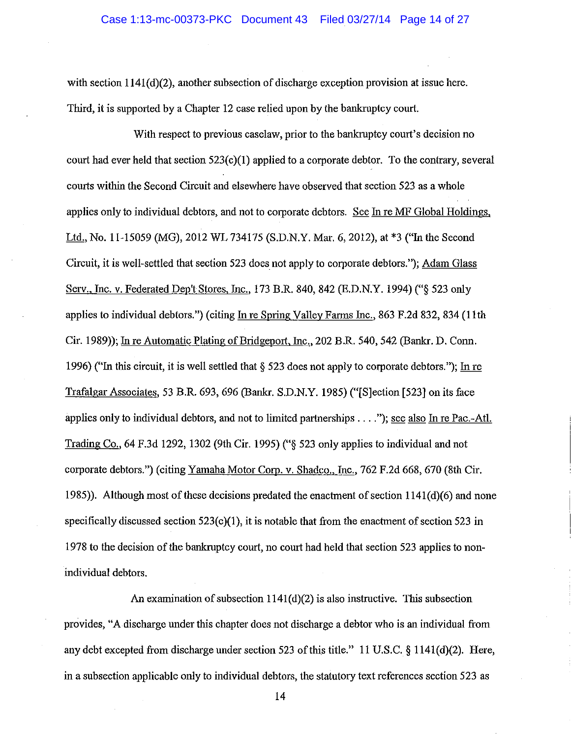with section 1141(d)(2), another subsection of discharge exception provision at issue here. Third, it is supported by a Chapter 12 case relied upon by the bankruptcy court.

With respect to previous caselaw, prior to the bankruptcy court's decision no court had ever held that section 523(c)(1) applied to a corporate debtor. To the contrary, several courts within the Second Circuit and elsewhere have observed that section 523 as a whole applies only to individual debtors, and not to corporate debtors. See In re MF Global Holdings, Ltd., No. 11-15059 (MG), 2012 WL 734175 (S.D.N.Y. Mar. 6, 2012), at *3 ("In the Second Circuit, it is well-settled that section 523 does not apply to corporate debtors."); Adam Glass Serv., Inc. v. Federated Dep't Stores, Inc., 173 B.R. 840, 842 (E.D.N.Y. 1994) ("§ 523 only applies to individual debtors.") (citing In re Spring Valley Farms Inc., 863 F.2d 832, 834 (11th Cir. 1989)); In re Automatic Plating of Bridgeport, Inc., 202 B.R. 540, 542 (Bankr. D. Conn. 1996) ("In this circuit, it is well settled that § 523 does not apply to corporate debtors."); In re Trafalgar Associates, 53 B.R. 693, 696 (Bankr. S.D.N.Y. 1985) ("[S]ection [523] on its face applies only to individual debtors, and not to limited partnerships . . . ."); see also In re Pac.-Atl. Trading Co., 64 F.3d 1292, 1302 (9th Cir. 1995) ("§ 523 only applies to individual and not corporate debtors.") (citing Yamaha Motor Corp. v. Shadco., Inc., 762 F.2d 668, 670 (8th Cir. 1985)). Although most of these decisions predated the enactment of section 1141(d)(6) and none specifically discussed section 523(c)(1), it is notable that from the enactment of section 523 in 1978 to the decision of the bankruptcy court, no court had held that section 523 applies to non-individual debtors.

An examination of subsection 1141(d)(2) is also instructive. This subsection provides, "A discharge under this chapter does not discharge a debtor who is an individual from any debt excepted from discharge under section 523 of this title." 11 U.S.C. § 1141(d)(2). Here, in a subsection applicable only to individual debtors, the statutory text references section 523 as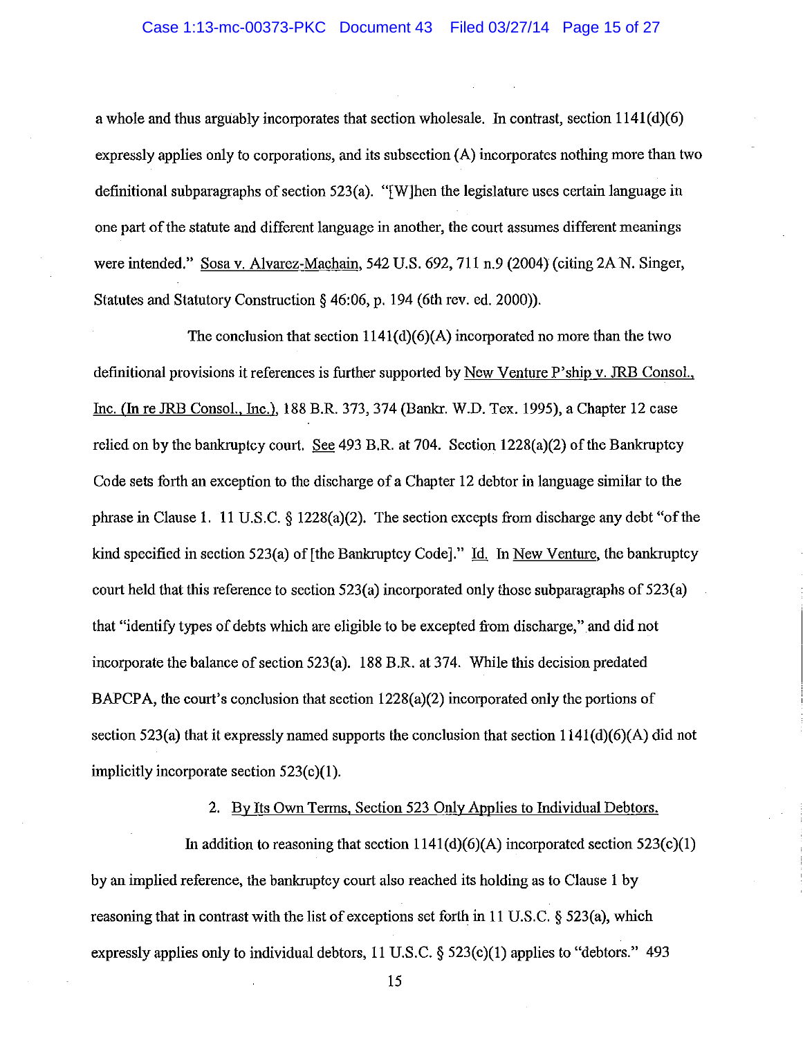a whole and thus arguably incorporates that section wholesale. In contrast, section 1141(d)(6) expressly applies only to corporations, and its subsection (A) incorporates nothing more than two definitional subparagraphs of section 523(a). "[W]hen the legislature uses certain language in one part of the statute and different language in another, the court assumes different meanings were intended." Sosa v. Alvarez-Machain, 542 U.S. 692, 711 n.9 (2004) (citing 2A N. Singer, Statutes and Statutory Construction § 46:06, p. 194 (6th rev. ed. 2000)).

The conclusion that section 1141(d)(6)(A) incorporated no more than the two definitional provisions it references is further supported by New Venture P'ship v. JRB Consol., Inc. (In re JRB Consol., Inc.), 188 B.R. 373, 374 (Bankr. W.D. Tex. 1995), a Chapter 12 case relied on by the bankruptcy court. See 493 B.R. at 704. Section 1228(a)(2) of the Bankruptcy Code sets forth an exception to the discharge of a Chapter 12 debtor in language similar to the phrase in Clause 1. 11 U.S.C. § 1228(a)(2). The section excepts from discharge any debt "of the kind specified in section 523(a) of [the Bankruptcy Code]." Id. In New Venture, the bankruptcy court held that this reference to section 523(a) incorporated only those subparagraphs of 523(a) that "identify types of debts which are eligible to be excepted from discharge," and did not incorporate the balance of section 523(a). 188 B.R. at 374. While this decision predated BAPCPA, the court's conclusion that section 1228(a)(2) incorporated only the portions of section 523(a) that it expressly named supports the conclusion that section 1141(d)(6)(A) did not implicitly incorporate section 523(c)(1).

2. By Its Own Terms, Section 523 Only Applies to Individual Debtors.

In addition to reasoning that section 1141(d)(6)(A) incorporated section 523(c)(1) by an implied reference, the bankruptcy court also reached its holding as to Clause 1 by reasoning that in contrast with the list of exceptions set forth in 11 U.S.C. § 523(a), which expressly applies only to individual debtors, 11 U.S.C. § 523(c)(1) applies to "debtors." 493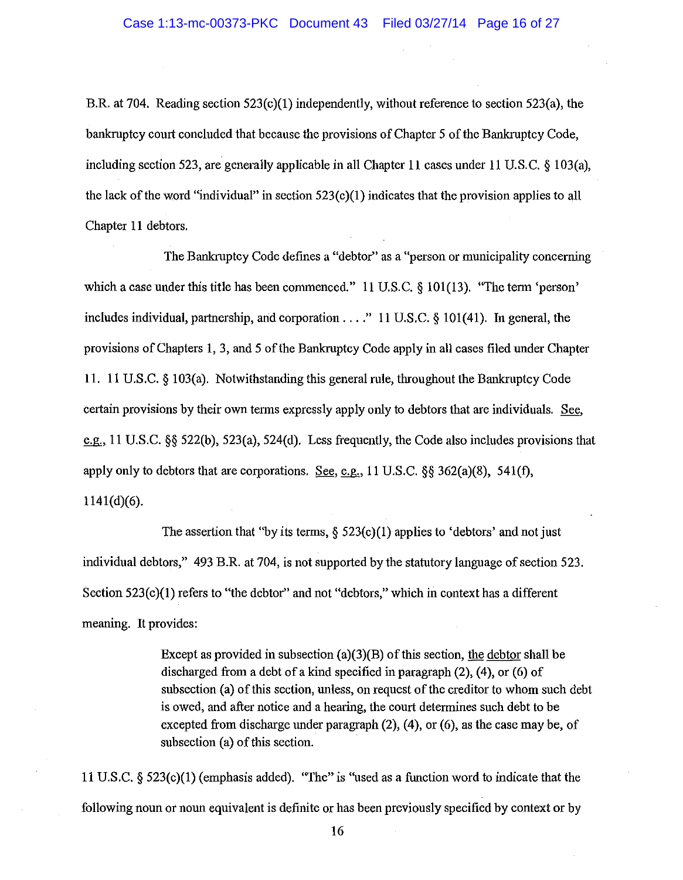B.R. at 704. Reading section 523(c)(1) independently, without reference to section 523(a), the bankruptcy court concluded that because the provisions of Chapter 5 of the Bankruptcy Code, including section 523, are generally applicable in all Chapter 11 cases under 11 U.S.C. § 103(a), the lack of the word "individual" in section 523(c)(1) indicates that the provision applies to all Chapter 11 debtors.

The Bankruptcy Code defines a "debtor" as a "person or municipality concerning which a case under this title has been commenced." 11 U.S.C. § 101(13). "The term 'person' includes individual, partnership, and corporation . . . ." 11 U.S.C. § 101(41). In general, the provisions of Chapters 1, 3, and 5 of the Bankruptcy Code apply in all cases filed under Chapter 11. 11 U.S.C. § 103(a). Notwithstanding this general rule, throughout the Bankruptcy Code certain provisions by their own terms expressly apply only to debtors that are individuals. See, e.g., 11 U.S.C. §§ 522(b), 523(a), 524(d). Less frequently, the Code also includes provisions that apply only to debtors that are corporations. See, e.g., 11 U.S.C. §§ 362(a)(8), 541(f), 1141(d)(6).

The assertion that "by its terms, § 523(c)(1) applies to 'debtors' and not just individual debtors," 493 B.R. at 704, is not supported by the statutory language of section 523. Section 523(c)(1) refers to "the debtor" and not "debtors," which in context has a different meaning. It provides:

> Except as provided in subsection (a)(3)(B) of this section, the debtor shall be discharged from a debt of a kind specified in paragraph (2), (4), or (6) of subsection (a) of this section, unless, on request of the creditor to whom such debt is owed, and after notice and a hearing, the court determines such debt to be excepted from discharge under paragraph (2), (4), or (6), as the case may be, of subsection (a) of this section.

11 U.S.C. § 523(c)(1) (emphasis added). "The" is "used as a function word to indicate that the following noun or noun equivalent is definite or has been previously specified by context or by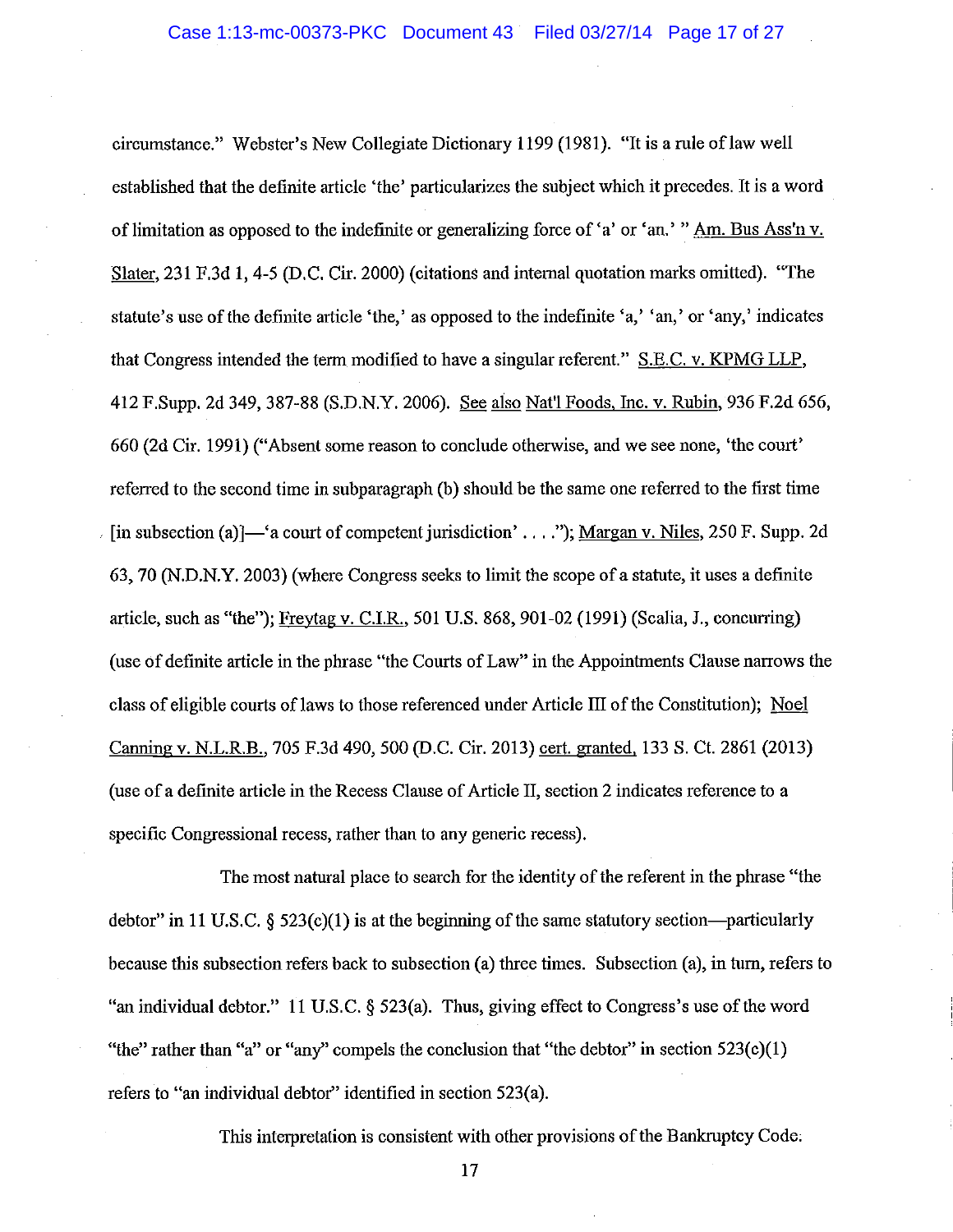circumstance." Webster's New Collegiate Dictionary 1199 (1981). "It is a rule of law well established that the definite article 'the' particularizes the subject which it precedes. It is a word of limitation as opposed to the indefinite or generalizing force of 'a' or 'an.' " Am. Bus Ass'n v. Slater, 231 F.3d 1, 4-5 (D.C. Cir. 2000) (citations and internal quotation marks omitted). "The statute's use of the definite article 'the,' as opposed to the indefinite 'a,' 'an,' or 'any,' indicates that Congress intended the term modified to have a singular referent." S.E.C. v. KPMG LLP, 412 F.Supp. 2d 349, 387-88 (S.D.N.Y. 2006). See also Nat'l Foods, Inc. v. Rubin, 936 F.2d 656, 660 (2d Cir. 1991) ("Absent some reason to conclude otherwise, and we see none, 'the court' referred to the second time in subparagraph (b) should be the same one referred to the first time [in subsection (a)]—'a court of competent jurisdiction' . . . ."); Margan v. Niles, 250 F. Supp. 2d 63, 70 (N.D.N.Y. 2003) (where Congress seeks to limit the scope of a statute, it uses a definite article, such as "the"); Freytag v. C.I.R., 501 U.S. 868, 901-02 (1991) (Scalia, J., concurring) (use of definite article in the phrase "the Courts of Law" in the Appointments Clause narrows the class of eligible courts of laws to those referenced under Article III of the Constitution); Noel Canning v. N.L.R.B., 705 F.3d 490, 500 (D.C. Cir. 2013) cert. granted, 133 S. Ct. 2861 (2013) (use of a definite article in the Recess Clause of Article II, section 2 indicates reference to a specific Congressional recess, rather than to any generic recess).

The most natural place to search for the identity of the referent in the phrase "the debtor" in 11 U.S.C. § 523(c)(1) is at the beginning of the same statutory section—particularly because this subsection refers back to subsection (a) three times. Subsection (a), in turn, refers to "an individual debtor." 11 U.S.C. § 523(a). Thus, giving effect to Congress's use of the word "the" rather than "a" or "any" compels the conclusion that "the debtor" in section 523(c)(1) refers to "an individual debtor" identified in section 523(a).

This interpretation is consistent with other provisions of the Bankruptcy Code.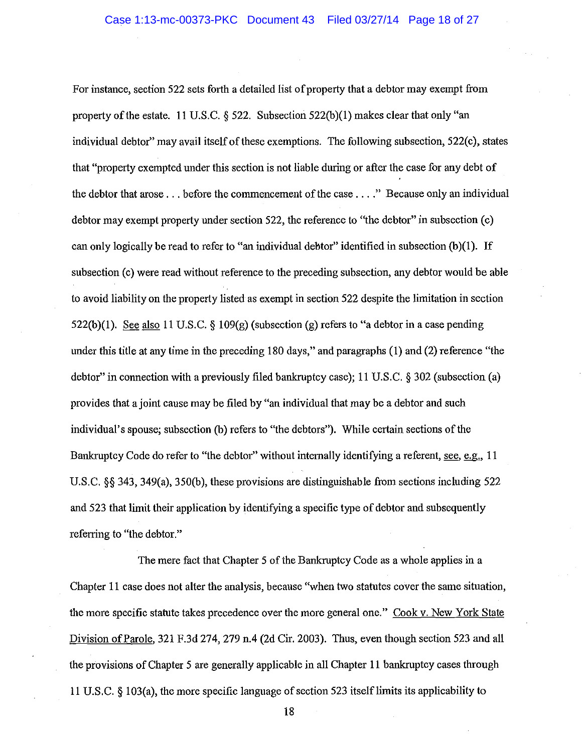For instance, section 522 sets forth a detailed list of property that a debtor may exempt from property of the estate. 11 U.S.C. § 522. Subsection 522(b)(1) makes clear that only "an individual debtor" may avail itself of these exemptions. The following subsection, 522(c), states that "property exempted under this section is not liable during or after the case for any debt of the debtor that arose . . . before the commencement of the case . . . ." Because only an individual debtor may exempt property under section 522, the reference to "the debtor" in subsection (c) can only logically be read to refer to "an individual debtor" identified in subsection (b)(1). If subsection (c) were read without reference to the preceding subsection, any debtor would be able to avoid liability on the property listed as exempt in section 522 despite the limitation in section 522(b)(1). See also 11 U.S.C. § 109(g) (subsection (g) refers to "a debtor in a case pending under this title at any time in the preceding 180 days," and paragraphs (1) and (2) reference "the debtor" in connection with a previously filed bankruptcy case); 11 U.S.C. § 302 (subsection (a) provides that a joint cause may be filed by "an individual that may be a debtor and such individual's spouse; subsection (b) refers to "the debtors"). While certain sections of the Bankruptcy Code do refer to "the debtor" without internally identifying a referent, see, e.g., 11 U.S.C. §§ 343, 349(a), 350(b), these provisions are distinguishable from sections including 522 and 523 that limit their application by identifying a specific type of debtor and subsequently referring to "the debtor."

The mere fact that Chapter 5 of the Bankruptcy Code as a whole applies in a Chapter 11 case does not alter the analysis, because "when two statutes cover the same situation, the more specific statute takes precedence over the more general one." Cook v. New York State Division of Parole, 321 F.3d 274, 279 n.4 (2d Cir. 2003). Thus, even though section 523 and all the provisions of Chapter 5 are generally applicable in all Chapter 11 bankruptcy cases through 11 U.S.C. § 103(a), the more specific language of section 523 itself limits its applicability to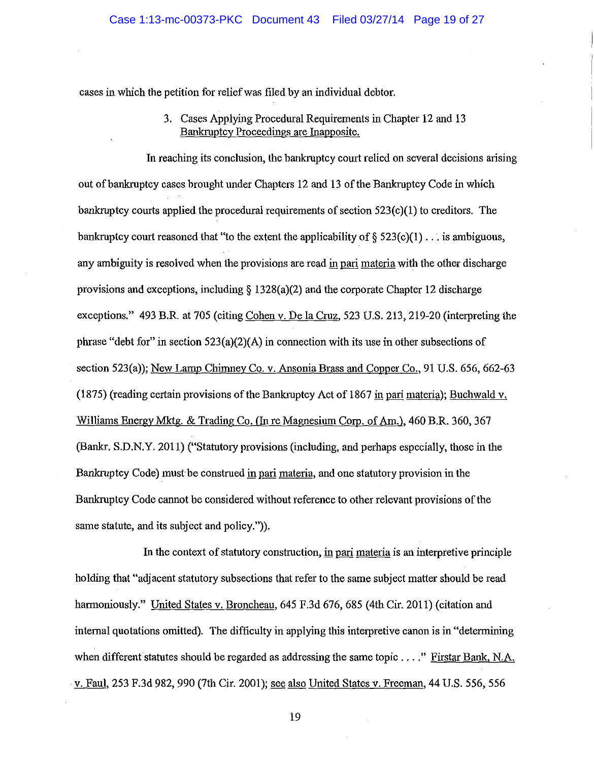cases in which the petition for relief was filed by an individual debtor.

### 3. Cases Applying Procedural Requirements in Chapter 12 and 13 Bankruptcy Proceedings are Inapposite.

In reaching its conclusion, the bankruptcy court relied on several decisions arising out of bankruptcy cases brought under Chapters 12 and 13 of the Bankruptcy Code in which bankruptcy courts applied the procedural requirements of section 523(c)(1) to creditors. The bankruptcy court reasoned that "to the extent the applicability of § 523(c)(1) . . . is ambiguous, any ambiguity is resolved when the provisions are read in pari materia with the other discharge provisions and exceptions, including § 1328(a)(2) and the corporate Chapter 12 discharge exceptions." 493 B.R. at 705 (citing Cohen v. De la Cruz, 523 U.S. 213, 219-20 (interpreting the phrase "debt for" in section 523(a)(2)(A) in connection with its use in other subsections of section 523(a)); New Lamp Chimney Co. v. Ansonia Brass and Copper Co., 91 U.S. 656, 662-63 (1875) (reading certain provisions of the Bankruptcy Act of 1867 in pari materia); Buchwald v. Williams Energy Mktg. & Trading Co. (In re Magnesium Corp. of Am.), 460 B.R. 360, 367 (Bankr. S.D.N.Y. 2011) ("Statutory provisions (including, and perhaps especially, those in the Bankruptcy Code) must be construed in pari materia, and one statutory provision in the Bankruptcy Code cannot be considered without reference to other relevant provisions of the same statute, and its subject and policy.")).

In the context of statutory construction, in pari materia is an interpretive principle holding that "adjacent statutory subsections that refer to the same subject matter should be read harmoniously." United States v. Broncheau, 645 F.3d 676, 685 (4th Cir. 2011) (citation and internal quotations omitted). The difficulty in applying this interpretive canon is in "determining when different statutes should be regarded as addressing the same topic . . . ." Firstar Bank, N.A. v. Faul, 253 F.3d 982, 990 (7th Cir. 2001); see also United States v. Freeman, 44 U.S. 556, 556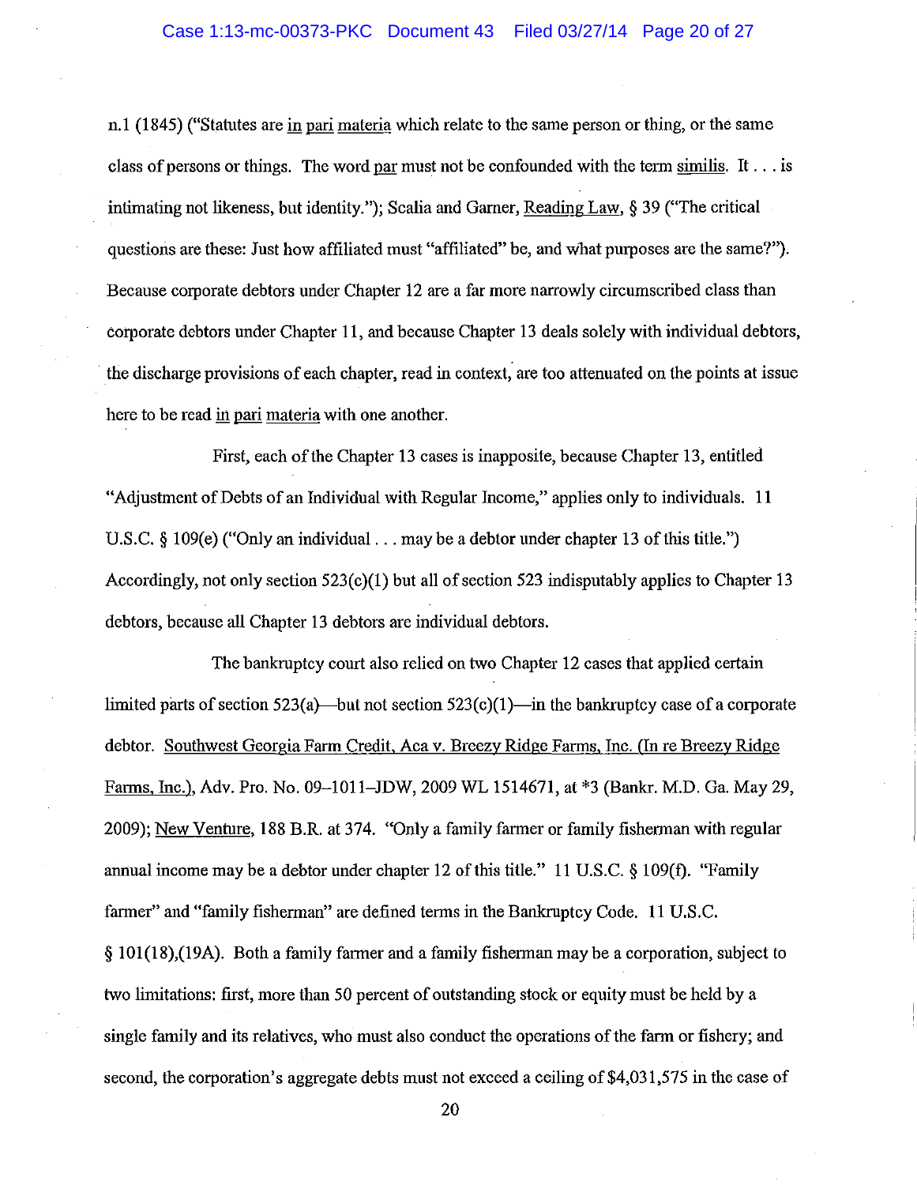n.1 (1845) ("Statutes are in pari materia which relate to the same person or thing, or the same class of persons or things. The word par must not be confounded with the term similis. It . . . is intimating not likeness, but identity."); Scalia and Garner, Reading Law, § 39 ("The critical questions are these: Just how affiliated must "affiliated" be, and what purposes are the same?"). Because corporate debtors under Chapter 12 are a far more narrowly circumscribed class than corporate debtors under Chapter 11, and because Chapter 13 deals solely with individual debtors, the discharge provisions of each chapter, read in context, are too attenuated on the points at issue here to be read in pari materia with one another.

First, each of the Chapter 13 cases is inapposite, because Chapter 13, entitled "Adjustment of Debts of an Individual with Regular Income," applies only to individuals. 11 U.S.C. § 109(e) ("Only an individual . . . may be a debtor under chapter 13 of this title.") Accordingly, not only section 523(c)(1) but all of section 523 indisputably applies to Chapter 13 debtors, because all Chapter 13 debtors are individual debtors.

The bankruptcy court also relied on two Chapter 12 cases that applied certain limited parts of section 523(a)—but not section 523(c)(1)—in the bankruptcy case of a corporate debtor. Southwest Georgia Farm Credit, Aca v. Breezy Ridge Farms, Inc. (In re Breezy Ridge Farms, Inc.), Adv. Pro. No. 09–1011–JDW, 2009 WL 1514671, at *3 (Bankr. M.D. Ga. May 29, 2009); New Venture, 188 B.R. at 374. "Only a family farmer or family fisherman with regular annual income may be a debtor under chapter 12 of this title." 11 U.S.C. § 109(f). "Family farmer" and "family fisherman" are defined terms in the Bankruptcy Code. 11 U.S.C. § 101(18),(19A). Both a family farmer and a family fisherman may be a corporation, subject to two limitations: first, more than 50 percent of outstanding stock or equity must be held by a single family and its relatives, who must also conduct the operations of the farm or fishery; and second, the corporation's aggregate debts must not exceed a ceiling of $4,031,575 in the case of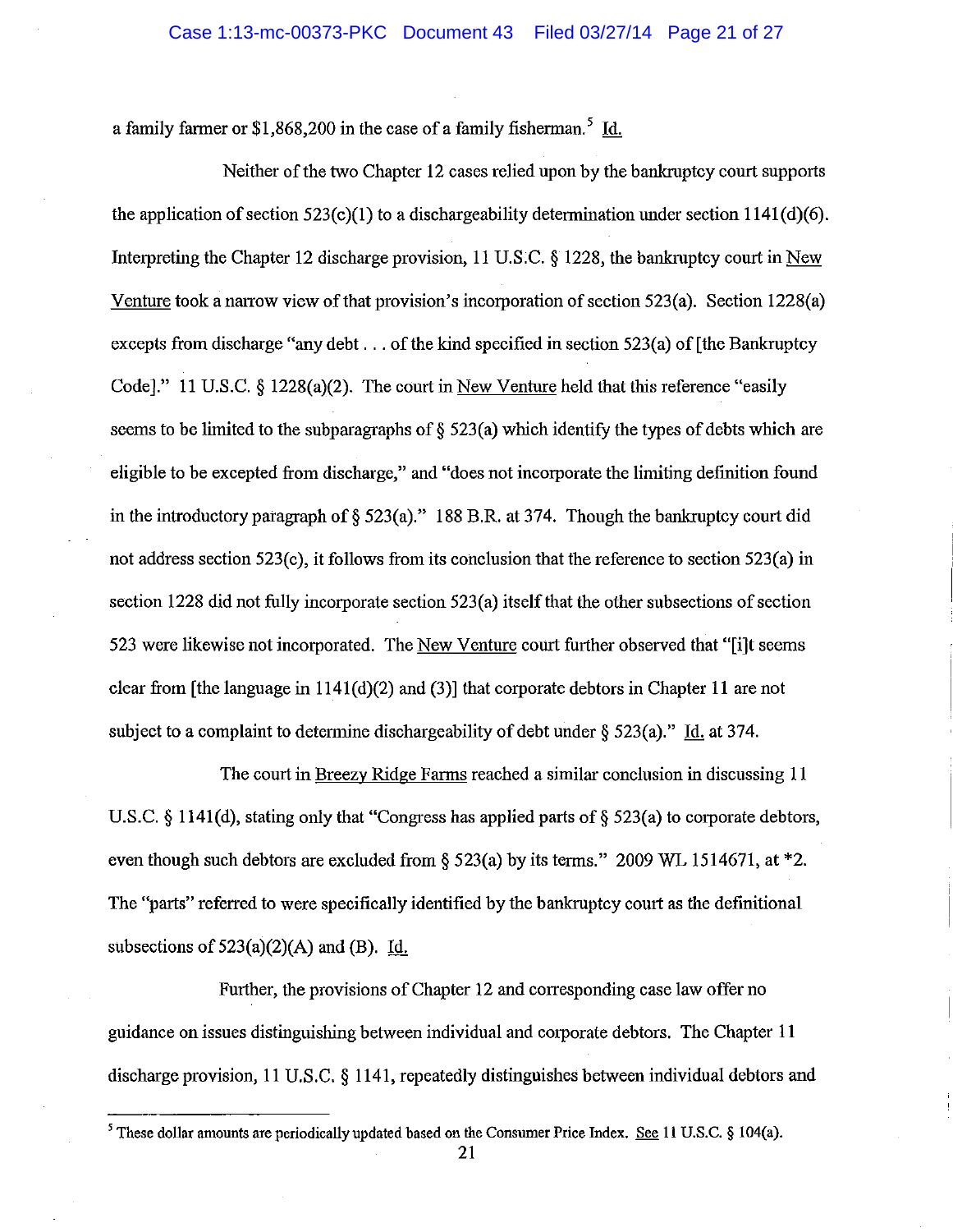a family farmer or $1,868,200 in the case of a family fisherman.[5] Id.

Neither of the two Chapter 12 cases relied upon by the bankruptcy court supports the application of section 523(c)(1) to a dischargeability determination under section 1141(d)(6). Interpreting the Chapter 12 discharge provision, 11 U.S.C. § 1228, the bankruptcy court in New Venture took a narrow view of that provision's incorporation of section 523(a). Section 1228(a) excepts from discharge "any debt . . . of the kind specified in section 523(a) of [the Bankruptcy Code]." 11 U.S.C. § 1228(a)(2). The court in New Venture held that this reference "easily seems to be limited to the subparagraphs of § 523(a) which identify the types of debts which are eligible to be excepted from discharge," and "does not incorporate the limiting definition found in the introductory paragraph of § 523(a)." 188 B.R. at 374. Though the bankruptcy court did not address section 523(c), it follows from its conclusion that the reference to section 523(a) in section 1228 did not fully incorporate section 523(a) itself that the other subsections of section 523 were likewise not incorporated. The New Venture court further observed that "[i]t seems clear from [the language in 1141(d)(2) and (3)] that corporate debtors in Chapter 11 are not subject to a complaint to determine dischargeability of debt under § 523(a)." Id. at 374.

The court in Breezy Ridge Farms reached a similar conclusion in discussing 11 U.S.C. § 1141(d), stating only that "Congress has applied parts of § 523(a) to corporate debtors, even though such debtors are excluded from § 523(a) by its terms." 2009 WL 1514671, at *2. The "parts" referred to were specifically identified by the bankruptcy court as the definitional subsections of 523(a)(2)(A) and (B). Id.

Further, the provisions of Chapter 12 and corresponding case law offer no guidance on issues distinguishing between individual and corporate debtors. The Chapter 11 discharge provision, 11 U.S.C. § 1141, repeatedly distinguishes between individual debtors and

---

[5] These dollar amounts are periodically updated based on the Consumer Price Index. See 11 U.S.C. § 104(a).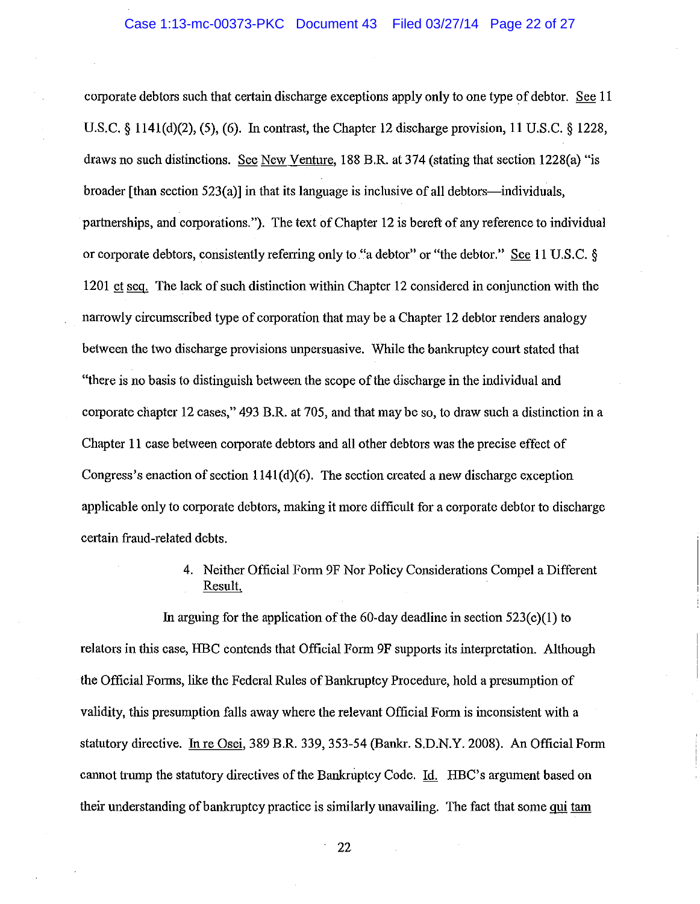corporate debtors such that certain discharge exceptions apply only to one type of debtor. See 11 U.S.C. § 1141(d)(2), (5), (6). In contrast, the Chapter 12 discharge provision, 11 U.S.C. § 1228, draws no such distinctions. See New Venture, 188 B.R. at 374 (stating that section 1228(a) "is broader [than section 523(a)] in that its language is inclusive of all debtors—individuals, partnerships, and corporations."). The text of Chapter 12 is bereft of any reference to individual or corporate debtors, consistently referring only to "a debtor" or "the debtor." See 11 U.S.C. § 1201 et seq. The lack of such distinction within Chapter 12 considered in conjunction with the narrowly circumscribed type of corporation that may be a Chapter 12 debtor renders analogy between the two discharge provisions unpersuasive. While the bankruptcy court stated that "there is no basis to distinguish between the scope of the discharge in the individual and corporate chapter 12 cases," 493 B.R. at 705, and that may be so, to draw such a distinction in a Chapter 11 case between corporate debtors and all other debtors was the precise effect of Congress's enaction of section 1141(d)(6). The section created a new discharge exception applicable only to corporate debtors, making it more difficult for a corporate debtor to discharge certain fraud-related debts.

4. Neither Official Form 9F Nor Policy Considerations Compel a Different Result.

In arguing for the application of the 60-day deadline in section 523(c)(1) to relators in this case, HBC contends that Official Form 9F supports its interpretation. Although the Official Forms, like the Federal Rules of Bankruptcy Procedure, hold a presumption of validity, this presumption falls away where the relevant Official Form is inconsistent with a statutory directive. In re Osei, 389 B.R. 339, 353-54 (Bankr. S.D.N.Y. 2008). An Official Form cannot trump the statutory directives of the Bankruptcy Code. Id. HBC's argument based on their understanding of bankruptcy practice is similarly unavailing. The fact that some qui tam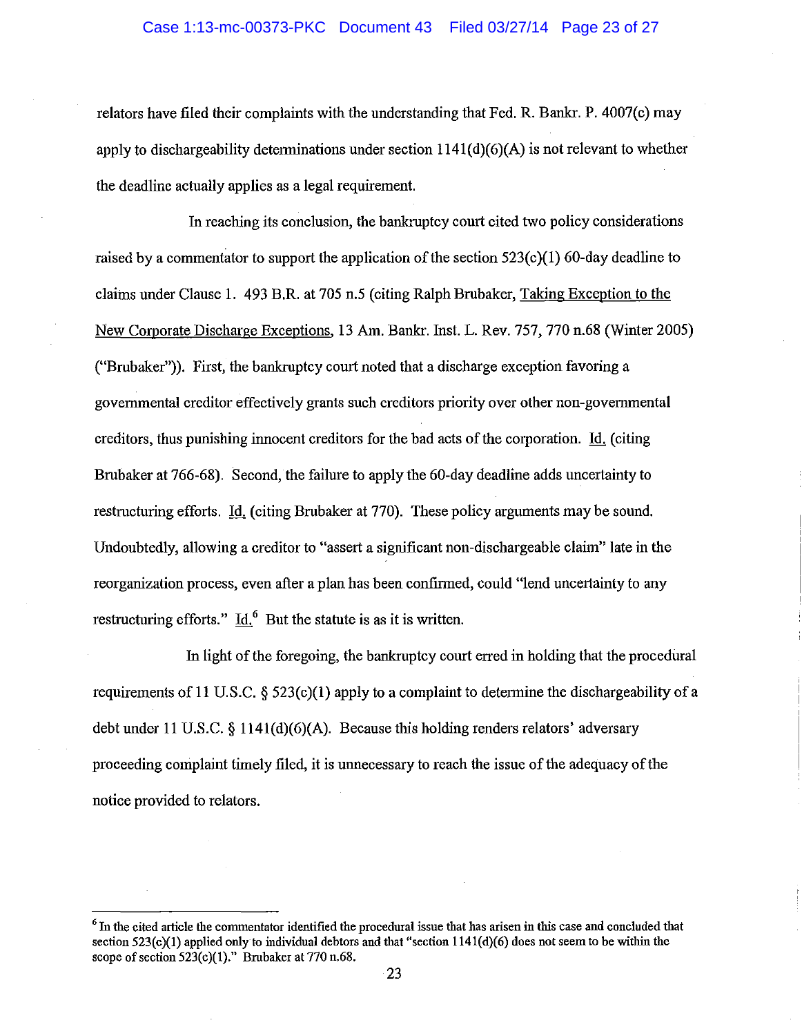relators have filed their complaints with the understanding that Fed. R. Bankr. P. 4007(c) may apply to dischargeability determinations under section 1141(d)(6)(A) is not relevant to whether the deadline actually applies as a legal requirement.

In reaching its conclusion, the bankruptcy court cited two policy considerations raised by a commentator to support the application of the section 523(c)(1) 60-day deadline to claims under Clause 1. 493 B.R. at 705 n.5 (citing Ralph Brubaker, Taking Exception to the New Corporate Discharge Exceptions, 13 Am. Bankr. Inst. L. Rev. 757, 770 n.68 (Winter 2005) ("Brubaker")). First, the bankruptcy court noted that a discharge exception favoring a governmental creditor effectively grants such creditors priority over other non-governmental creditors, thus punishing innocent creditors for the bad acts of the corporation. Id. (citing Brubaker at 766-68). Second, the failure to apply the 60-day deadline adds uncertainty to restructuring efforts. Id. (citing Brubaker at 770). These policy arguments may be sound. Undoubtedly, allowing a creditor to "assert a significant non-dischargeable claim" late in the reorganization process, even after a plan has been confirmed, could "lend uncertainty to any restructuring efforts." Id.[6] But the statute is as it is written.

In light of the foregoing, the bankruptcy court erred in holding that the procedural requirements of 11 U.S.C. § 523(c)(1) apply to a complaint to determine the dischargeability of a debt under 11 U.S.C. § 1141(d)(6)(A). Because this holding renders relators' adversary proceeding complaint timely filed, it is unnecessary to reach the issue of the adequacy of the notice provided to relators.

---

[6] In the cited article the commentator identified the procedural issue that has arisen in this case and concluded that section 523(c)(1) applied only to individual debtors and that "section 1141(d)(6) does not seem to be within the scope of section 523(c)(1)." Brubaker at 770 n.68.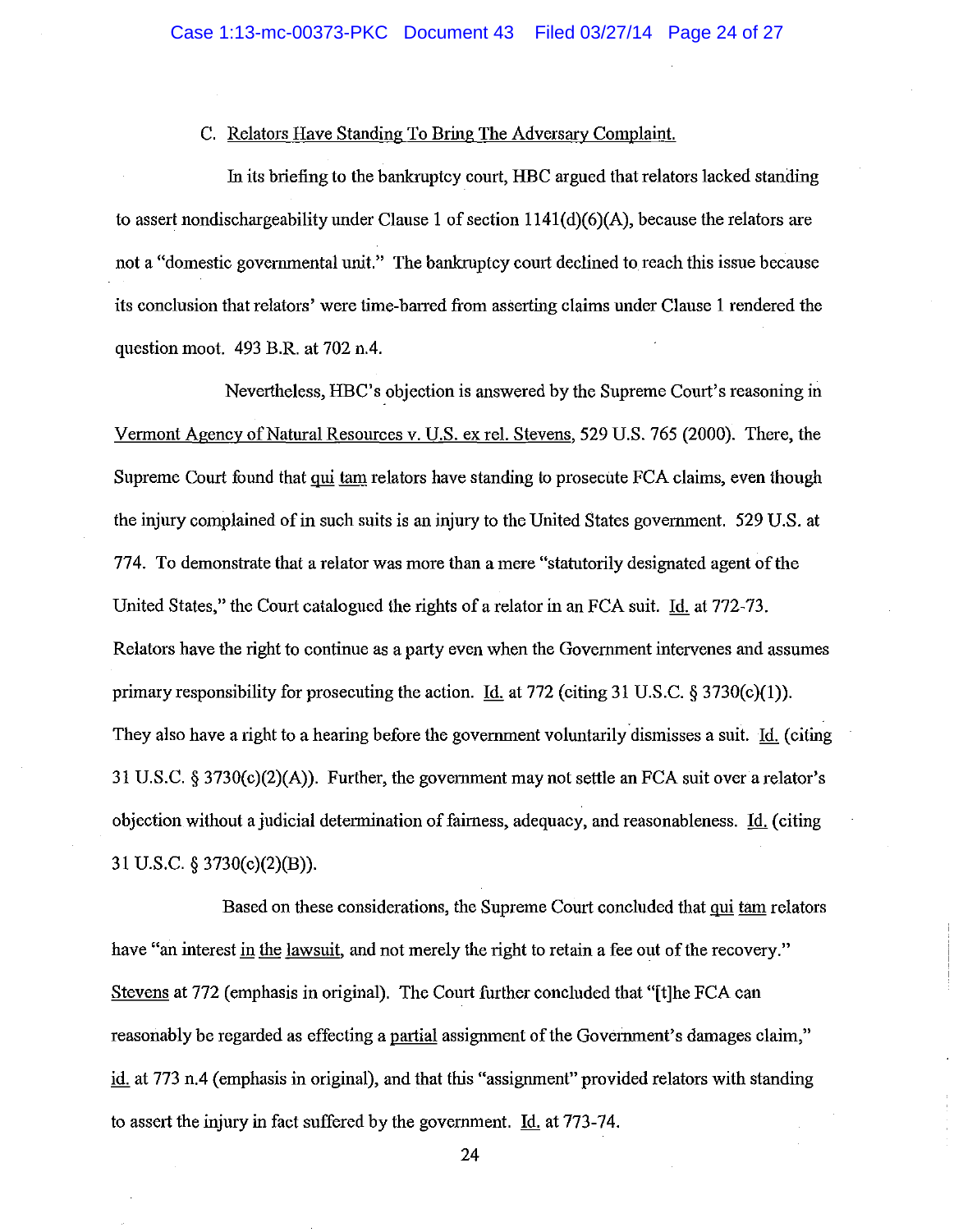C. Relators Have Standing To Bring The Adversary Complaint.

In its briefing to the bankruptcy court, HBC argued that relators lacked standing to assert nondischargeability under Clause 1 of section 1141(d)(6)(A), because the relators are not a "domestic governmental unit." The bankruptcy court declined to reach this issue because its conclusion that relators' were time-barred from asserting claims under Clause 1 rendered the question moot. 493 B.R. at 702 n.4.

Nevertheless, HBC's objection is answered by the Supreme Court's reasoning in Vermont Agency of Natural Resources v. U.S. ex rel. Stevens, 529 U.S. 765 (2000). There, the Supreme Court found that *qui tam* relators have standing to prosecute FCA claims, even though the injury complained of in such suits is an injury to the United States government. 529 U.S. at 774. To demonstrate that a relator was more than a mere "statutorily designated agent of the United States," the Court catalogued the rights of a relator in an FCA suit. *Id.* at 772-73. Relators have the right to continue as a party even when the Government intervenes and assumes primary responsibility for prosecuting the action. *Id.* at 772 (citing 31 U.S.C. § 3730(c)(1)). They also have a right to a hearing before the government voluntarily dismisses a suit. *Id.* (citing 31 U.S.C. § 3730(c)(2)(A)). Further, the government may not settle an FCA suit over a relator's objection without a judicial determination of fairness, adequacy, and reasonableness. *Id.* (citing 31 U.S.C. § 3730(c)(2)(B)).

Based on these considerations, the Supreme Court concluded that *qui tam* relators have "an interest *in the lawsuit*, and not merely the right to retain a fee out of the recovery." Stevens at 772 (emphasis in original). The Court further concluded that "[t]he FCA can reasonably be regarded as effecting a *partial* assignment of the Government's damages claim," *id.* at 773 n.4 (emphasis in original), and that this "assignment" provided relators with standing to assert the injury in fact suffered by the government. *Id.* at 773-74.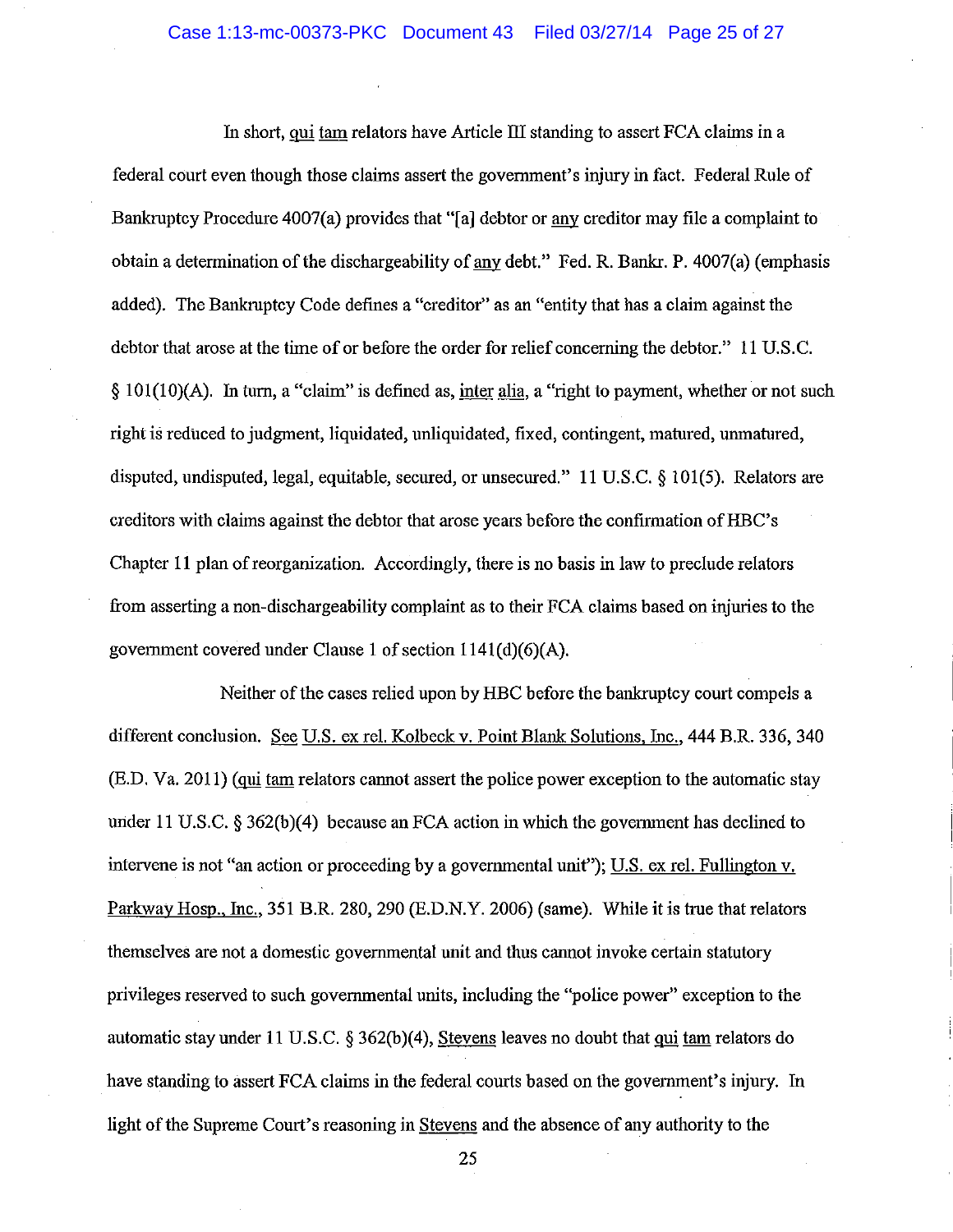In short, qui tam relators have Article III standing to assert FCA claims in a federal court even though those claims assert the government's injury in fact. Federal Rule of Bankruptcy Procedure 4007(a) provides that "[a] debtor or any creditor may file a complaint to obtain a determination of the dischargeability of any debt." Fed. R. Bankr. P. 4007(a) (emphasis added). The Bankruptcy Code defines a "creditor" as an "entity that has a claim against the debtor that arose at the time of or before the order for relief concerning the debtor." 11 U.S.C. § 101(10)(A). In turn, a "claim" is defined as, inter alia, a "right to payment, whether or not such right is reduced to judgment, liquidated, unliquidated, fixed, contingent, matured, unmatured, disputed, undisputed, legal, equitable, secured, or unsecured." 11 U.S.C. § 101(5). Relators are creditors with claims against the debtor that arose years before the confirmation of HBC's Chapter 11 plan of reorganization. Accordingly, there is no basis in law to preclude relators from asserting a non-dischargeability complaint as to their FCA claims based on injuries to the government covered under Clause 1 of section 1141(d)(6)(A).

Neither of the cases relied upon by HBC before the bankruptcy court compels a different conclusion. See U.S. ex rel. Kolbeck v. Point Blank Solutions, Inc., 444 B.R. 336, 340 (E.D. Va. 2011) (qui tam relators cannot assert the police power exception to the automatic stay under 11 U.S.C. § 362(b)(4) because an FCA action in which the government has declined to intervene is not "an action or proceeding by a governmental unit"); U.S. ex rel. Fullington v. Parkway Hosp., Inc., 351 B.R. 280, 290 (E.D.N.Y. 2006) (same). While it is true that relators themselves are not a domestic governmental unit and thus cannot invoke certain statutory privileges reserved to such governmental units, including the "police power" exception to the automatic stay under 11 U.S.C. § 362(b)(4), Stevens leaves no doubt that qui tam relators do have standing to assert FCA claims in the federal courts based on the government's injury. In light of the Supreme Court's reasoning in Stevens and the absence of any authority to the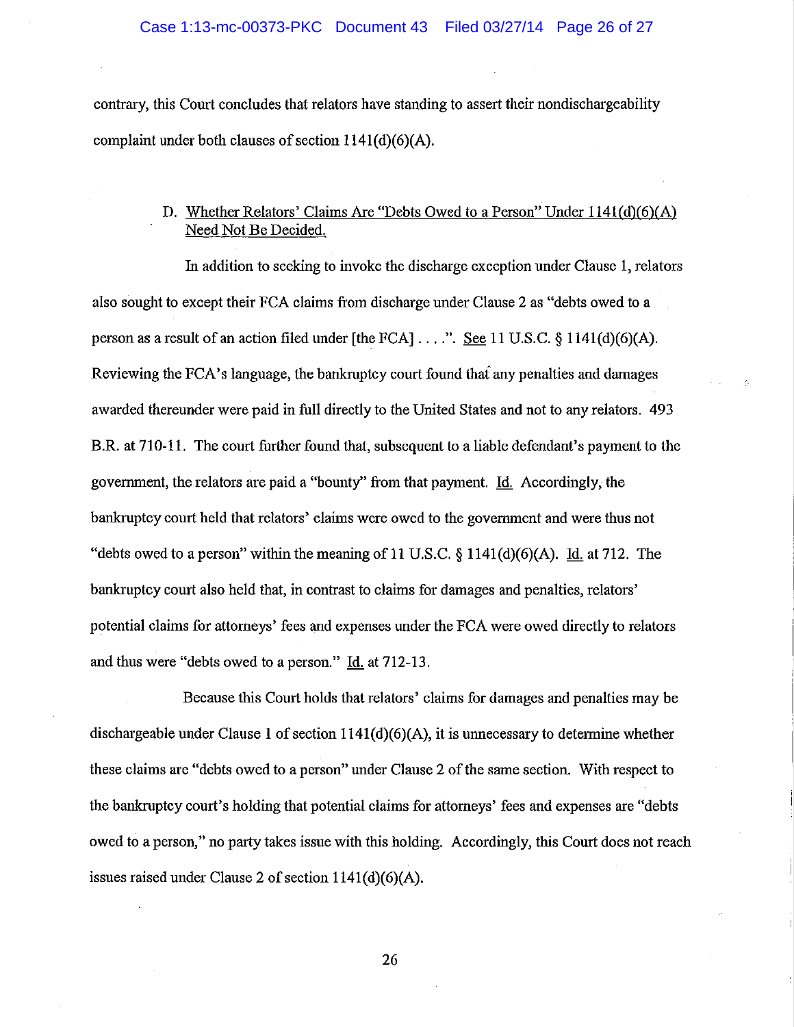contrary, this Court concludes that relators have standing to assert their nondischargeability complaint under both clauses of section 1141(d)(6)(A).

D. Whether Relators' Claims Are "Debts Owed to a Person" Under 1141(d)(6)(A) Need Not Be Decided.

In addition to seeking to invoke the discharge exception under Clause 1, relators also sought to except their FCA claims from discharge under Clause 2 as "debts owed to a person as a result of an action filed under [the FCA] . . . .". See 11 U.S.C. § 1141(d)(6)(A). Reviewing the FCA's language, the bankruptcy court found that any penalties and damages awarded thereunder were paid in full directly to the United States and not to any relators. 493 B.R. at 710-11. The court further found that, subsequent to a liable defendant's payment to the government, the relators are paid a "bounty" from that payment. Id. Accordingly, the bankruptcy court held that relators' claims were owed to the government and were thus not "debts owed to a person" within the meaning of 11 U.S.C. § 1141(d)(6)(A). Id. at 712. The bankruptcy court also held that, in contrast to claims for damages and penalties, relators' potential claims for attorneys' fees and expenses under the FCA were owed directly to relators and thus were "debts owed to a person." Id. at 712-13.

Because this Court holds that relators' claims for damages and penalties may be dischargeable under Clause 1 of section 1141(d)(6)(A), it is unnecessary to determine whether these claims are "debts owed to a person" under Clause 2 of the same section. With respect to the bankruptcy court's holding that potential claims for attorneys' fees and expenses are "debts owed to a person," no party takes issue with this holding. Accordingly, this Court does not reach issues raised under Clause 2 of section 1141(d)(6)(A).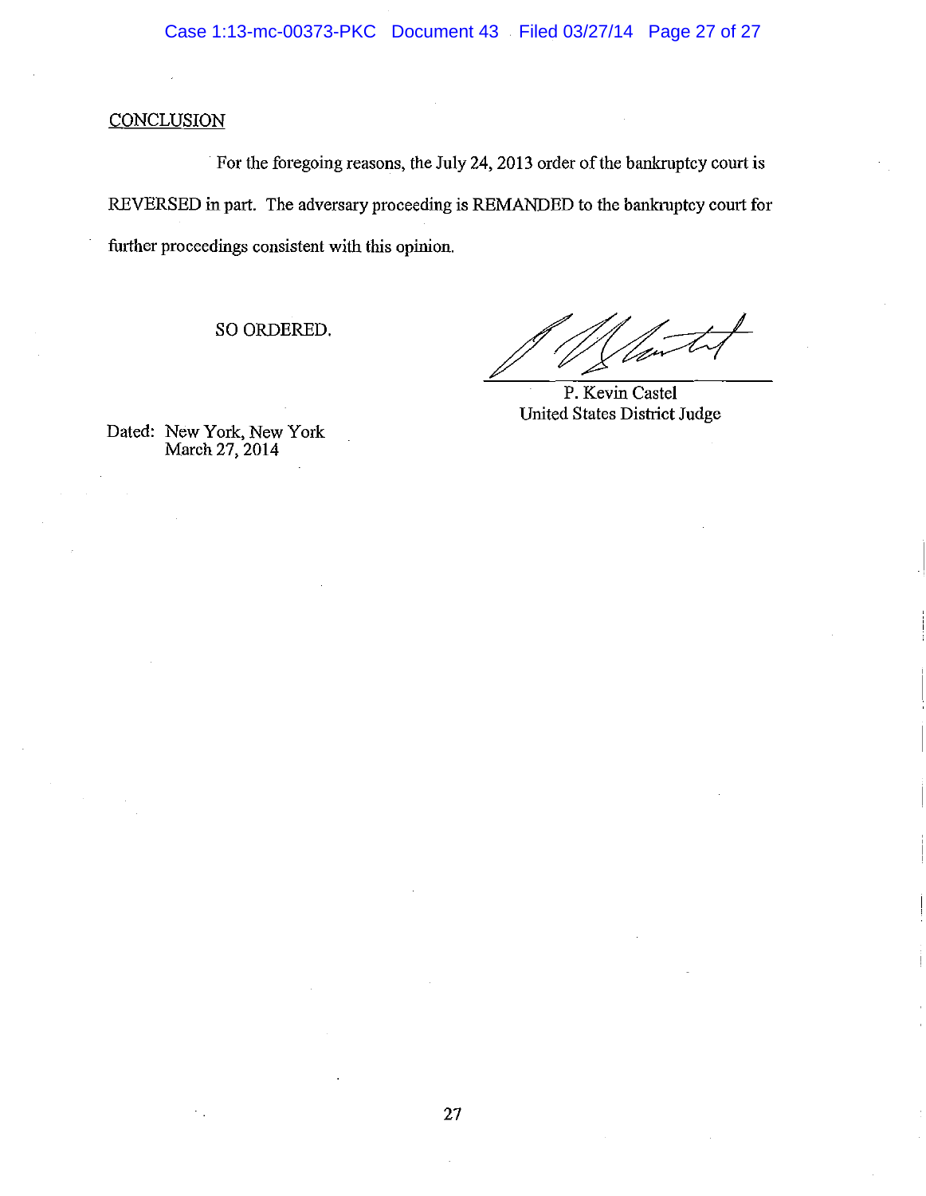## CONCLUSION

For the foregoing reasons, the July 24, 2013 order of the bankruptcy court is REVERSED in part. The adversary proceeding is REMANDED to the bankruptcy court for further proceedings consistent with this opinion.

SO ORDERED.

P. Kevin Castel
United States District Judge

Dated: New York, New York
March 27, 2014